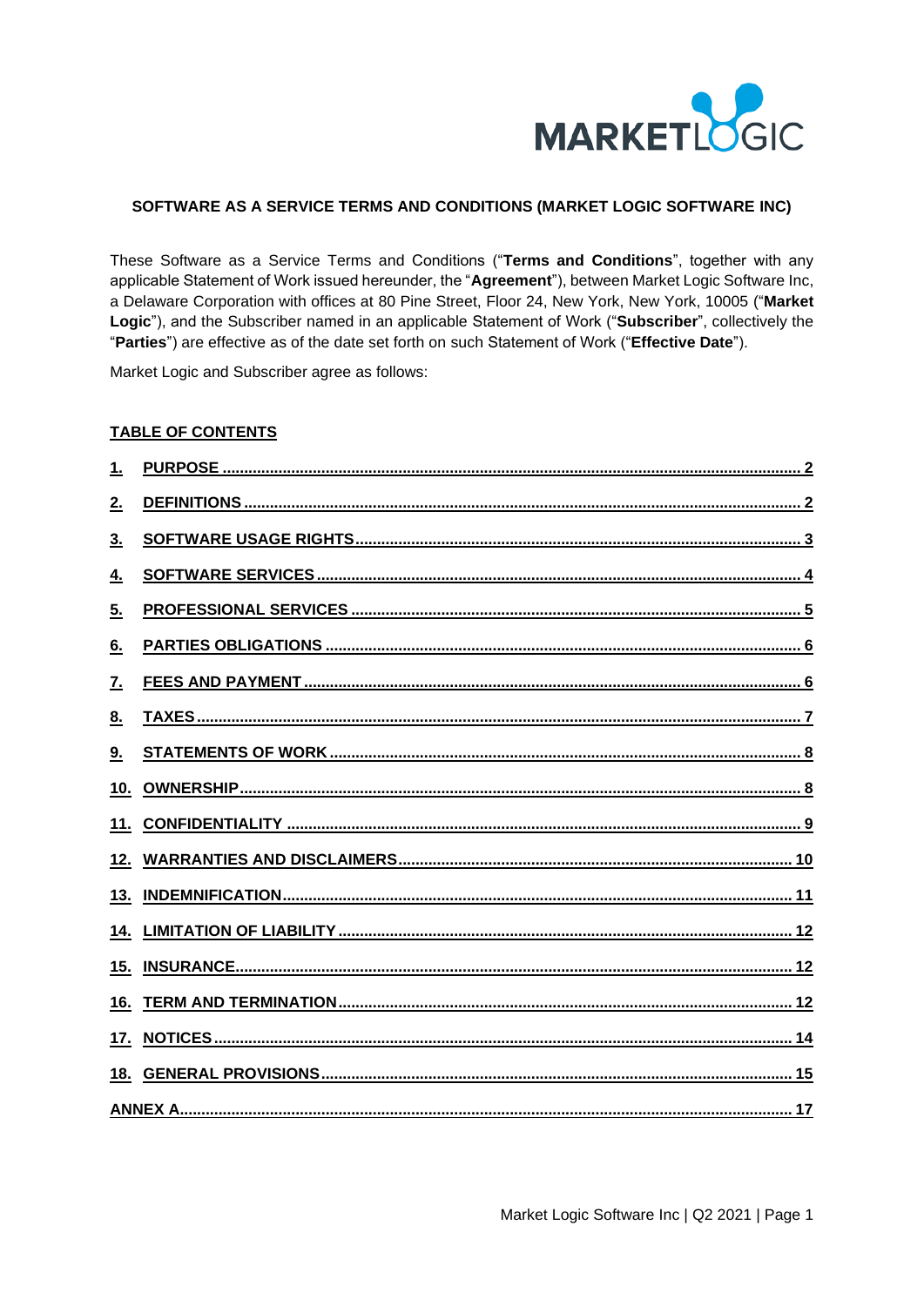MARKETLOGIC

**SOFTWARE AS A SERVICE TERMS AND CONDITIONS (MARKET LOGIC SOFTWARE INC)**

These Software as a Service Terms and Conditions ("**Terms and Conditions**", together with any applicable Statement of Work issued hereunder, the "**Agreement**"), between Market Logic Software Inc, a Delaware Corporation with offices at 80 Pine Street, Floor 24, New York, New York, 10005 ("**Market Logic**"), and the Subscriber named in an applicable Statement of Work ("**Subscriber**", collectively the "**Parties**") are effective as of the date set forth on such Statement of Work ("**Effective Date**").

Market Logic and Subscriber agree as follows:

**TABLE OF CONTENTS**

1. PURPOSE ........ 2
2. DEFINITIONS ........ 2
3. SOFTWARE USAGE RIGHTS ........ 3
4. SOFTWARE SERVICES ........ 4
5. PROFESSIONAL SERVICES ........ 5
6. PARTIES OBLIGATIONS ........ 6
7. FEES AND PAYMENT ........ 6
8. TAXES ........ 7
9. STATEMENTS OF WORK ........ 8
10. OWNERSHIP ........ 8
11. CONFIDENTIALITY ........ 9
12. WARRANTIES AND DISCLAIMERS ........ 10
13. INDEMNIFICATION ........ 11
14. LIMITATION OF LIABILITY ........ 12
15. INSURANCE ........ 12
16. TERM AND TERMINATION ........ 12
17. NOTICES ........ 14
18. GENERAL PROVISIONS ........ 15

ANNEX A ........ 17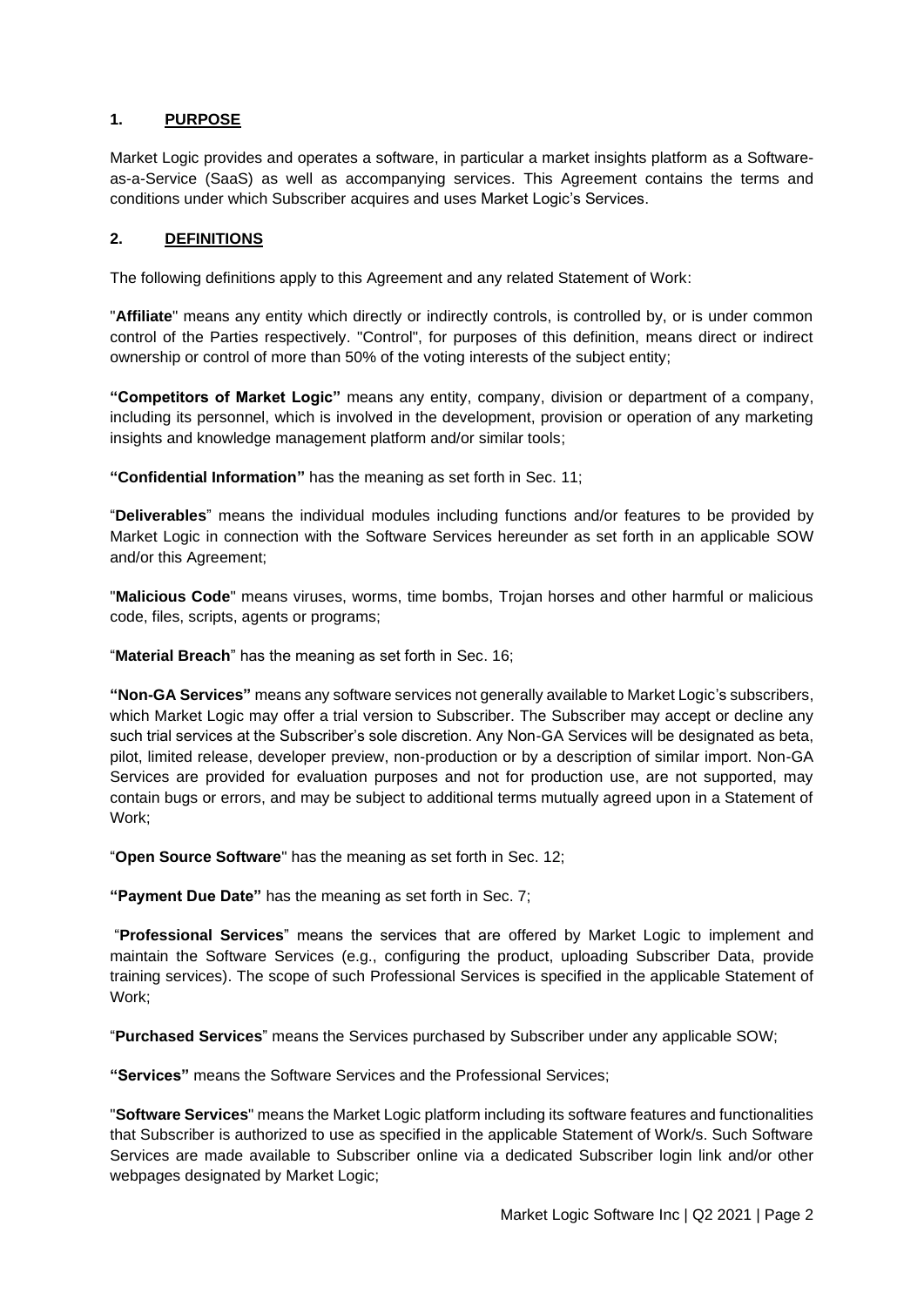## 1. PURPOSE

Market Logic provides and operates a software, in particular a market insights platform as a Software-as-a-Service (SaaS) as well as accompanying services. This Agreement contains the terms and conditions under which Subscriber acquires and uses Market Logic's Services.

## 2. DEFINITIONS

The following definitions apply to this Agreement and any related Statement of Work:

"**Affiliate**" means any entity which directly or indirectly controls, is controlled by, or is under common control of the Parties respectively. "Control", for purposes of this definition, means direct or indirect ownership or control of more than 50% of the voting interests of the subject entity;

**"Competitors of Market Logic"** means any entity, company, division or department of a company, including its personnel, which is involved in the development, provision or operation of any marketing insights and knowledge management platform and/or similar tools;

**"Confidential Information"** has the meaning as set forth in Sec. 11;

"**Deliverables**" means the individual modules including functions and/or features to be provided by Market Logic in connection with the Software Services hereunder as set forth in an applicable SOW and/or this Agreement;

"**Malicious Code**" means viruses, worms, time bombs, Trojan horses and other harmful or malicious code, files, scripts, agents or programs;

"**Material Breach**" has the meaning as set forth in Sec. 16;

**"Non-GA Services"** means any software services not generally available to Market Logic's subscribers, which Market Logic may offer a trial version to Subscriber. The Subscriber may accept or decline any such trial services at the Subscriber's sole discretion. Any Non-GA Services will be designated as beta, pilot, limited release, developer preview, non-production or by a description of similar import. Non-GA Services are provided for evaluation purposes and not for production use, are not supported, may contain bugs or errors, and may be subject to additional terms mutually agreed upon in a Statement of Work;

"**Open Source Software**" has the meaning as set forth in Sec. 12;

**"Payment Due Date"** has the meaning as set forth in Sec. 7;

"**Professional Services**" means the services that are offered by Market Logic to implement and maintain the Software Services (e.g., configuring the product, uploading Subscriber Data, provide training services). The scope of such Professional Services is specified in the applicable Statement of Work;

"**Purchased Services**" means the Services purchased by Subscriber under any applicable SOW;

**"Services"** means the Software Services and the Professional Services;

"**Software Services**" means the Market Logic platform including its software features and functionalities that Subscriber is authorized to use as specified in the applicable Statement of Work/s. Such Software Services are made available to Subscriber online via a dedicated Subscriber login link and/or other webpages designated by Market Logic;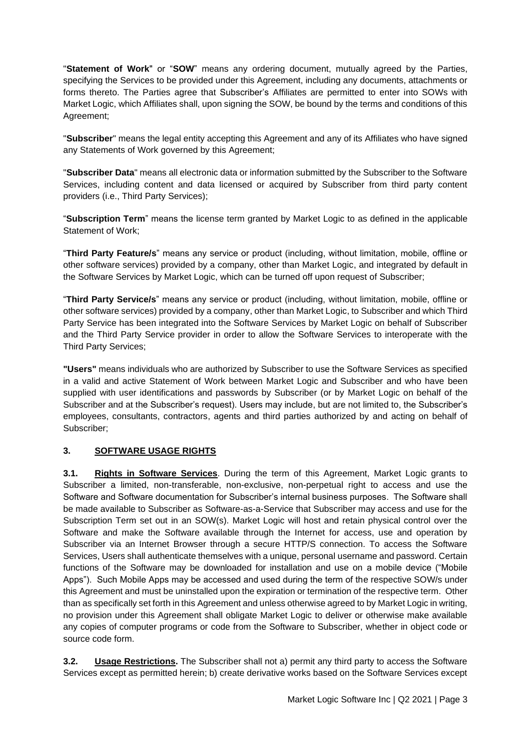"**Statement of Work**" or "**SOW**" means any ordering document, mutually agreed by the Parties, specifying the Services to be provided under this Agreement, including any documents, attachments or forms thereto. The Parties agree that Subscriber's Affiliates are permitted to enter into SOWs with Market Logic, which Affiliates shall, upon signing the SOW, be bound by the terms and conditions of this Agreement;

"**Subscriber**" means the legal entity accepting this Agreement and any of its Affiliates who have signed any Statements of Work governed by this Agreement;

"**Subscriber Data**" means all electronic data or information submitted by the Subscriber to the Software Services, including content and data licensed or acquired by Subscriber from third party content providers (i.e., Third Party Services);

"**Subscription Term**" means the license term granted by Market Logic to as defined in the applicable Statement of Work;

"**Third Party Feature/s**" means any service or product (including, without limitation, mobile, offline or other software services) provided by a company, other than Market Logic, and integrated by default in the Software Services by Market Logic, which can be turned off upon request of Subscriber;

"**Third Party Service/s**" means any service or product (including, without limitation, mobile, offline or other software services) provided by a company, other than Market Logic, to Subscriber and which Third Party Service has been integrated into the Software Services by Market Logic on behalf of Subscriber and the Third Party Service provider in order to allow the Software Services to interoperate with the Third Party Services;

**"Users"** means individuals who are authorized by Subscriber to use the Software Services as specified in a valid and active Statement of Work between Market Logic and Subscriber and who have been supplied with user identifications and passwords by Subscriber (or by Market Logic on behalf of the Subscriber and at the Subscriber's request). Users may include, but are not limited to, the Subscriber's employees, consultants, contractors, agents and third parties authorized by and acting on behalf of Subscriber;

## 3. SOFTWARE USAGE RIGHTS

**3.1. Rights in Software Services**. During the term of this Agreement, Market Logic grants to Subscriber a limited, non-transferable, non-exclusive, non-perpetual right to access and use the Software and Software documentation for Subscriber's internal business purposes. The Software shall be made available to Subscriber as Software-as-a-Service that Subscriber may access and use for the Subscription Term set out in an SOW(s). Market Logic will host and retain physical control over the Software and make the Software available through the Internet for access, use and operation by Subscriber via an Internet Browser through a secure HTTP/S connection. To access the Software Services, Users shall authenticate themselves with a unique, personal username and password. Certain functions of the Software may be downloaded for installation and use on a mobile device ("Mobile Apps"). Such Mobile Apps may be accessed and used during the term of the respective SOW/s under this Agreement and must be uninstalled upon the expiration or termination of the respective term. Other than as specifically set forth in this Agreement and unless otherwise agreed to by Market Logic in writing, no provision under this Agreement shall obligate Market Logic to deliver or otherwise make available any copies of computer programs or code from the Software to Subscriber, whether in object code or source code form.

**3.2. Usage Restrictions.** The Subscriber shall not a) permit any third party to access the Software Services except as permitted herein; b) create derivative works based on the Software Services except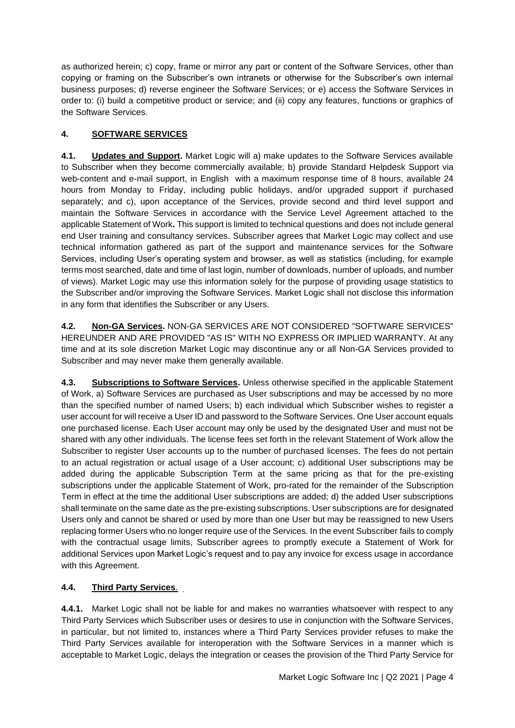as authorized herein; c) copy, frame or mirror any part or content of the Software Services, other than copying or framing on the Subscriber's own intranets or otherwise for the Subscriber's own internal business purposes; d) reverse engineer the Software Services; or e) access the Software Services in order to: (i) build a competitive product or service; and (ii) copy any features, functions or graphics of the Software Services.

## 4. SOFTWARE SERVICES

**4.1. Updates and Support.** Market Logic will a) make updates to the Software Services available to Subscriber when they become commercially available; b) provide Standard Helpdesk Support via web-content and e-mail support, in English with a maximum response time of 8 hours, available 24 hours from Monday to Friday, including public holidays, and/or upgraded support if purchased separately; and c), upon acceptance of the Services, provide second and third level support and maintain the Software Services in accordance with the Service Level Agreement attached to the applicable Statement of Work**.** This support is limited to technical questions and does not include general end User training and consultancy services. Subscriber agrees that Market Logic may collect and use technical information gathered as part of the support and maintenance services for the Software Services, including User's operating system and browser, as well as statistics (including, for example terms most searched, date and time of last login, number of downloads, number of uploads, and number of views). Market Logic may use this information solely for the purpose of providing usage statistics to the Subscriber and/or improving the Software Services. Market Logic shall not disclose this information in any form that identifies the Subscriber or any Users.

**4.2. Non-GA Services.** NON-GA SERVICES ARE NOT CONSIDERED "SOFTWARE SERVICES" HEREUNDER AND ARE PROVIDED "AS IS" WITH NO EXPRESS OR IMPLIED WARRANTY. At any time and at its sole discretion Market Logic may discontinue any or all Non-GA Services provided to Subscriber and may never make them generally available.

**4.3. Subscriptions to Software Services.** Unless otherwise specified in the applicable Statement of Work, a) Software Services are purchased as User subscriptions and may be accessed by no more than the specified number of named Users; b) each individual which Subscriber wishes to register a user account for will receive a User ID and password to the Software Services. One User account equals one purchased license. Each User account may only be used by the designated User and must not be shared with any other individuals. The license fees set forth in the relevant Statement of Work allow the Subscriber to register User accounts up to the number of purchased licenses. The fees do not pertain to an actual registration or actual usage of a User account; c) additional User subscriptions may be added during the applicable Subscription Term at the same pricing as that for the pre-existing subscriptions under the applicable Statement of Work, pro-rated for the remainder of the Subscription Term in effect at the time the additional User subscriptions are added; d) the added User subscriptions shall terminate on the same date as the pre-existing subscriptions. User subscriptions are for designated Users only and cannot be shared or used by more than one User but may be reassigned to new Users replacing former Users who no longer require use of the Services. In the event Subscriber fails to comply with the contractual usage limits, Subscriber agrees to promptly execute a Statement of Work for additional Services upon Market Logic's request and to pay any invoice for excess usage in accordance with this Agreement.

### 4.4. Third Party Services.

**4.4.1.** Market Logic shall not be liable for and makes no warranties whatsoever with respect to any Third Party Services which Subscriber uses or desires to use in conjunction with the Software Services, in particular, but not limited to, instances where a Third Party Services provider refuses to make the Third Party Services available for interoperation with the Software Services in a manner which is acceptable to Market Logic, delays the integration or ceases the provision of the Third Party Service for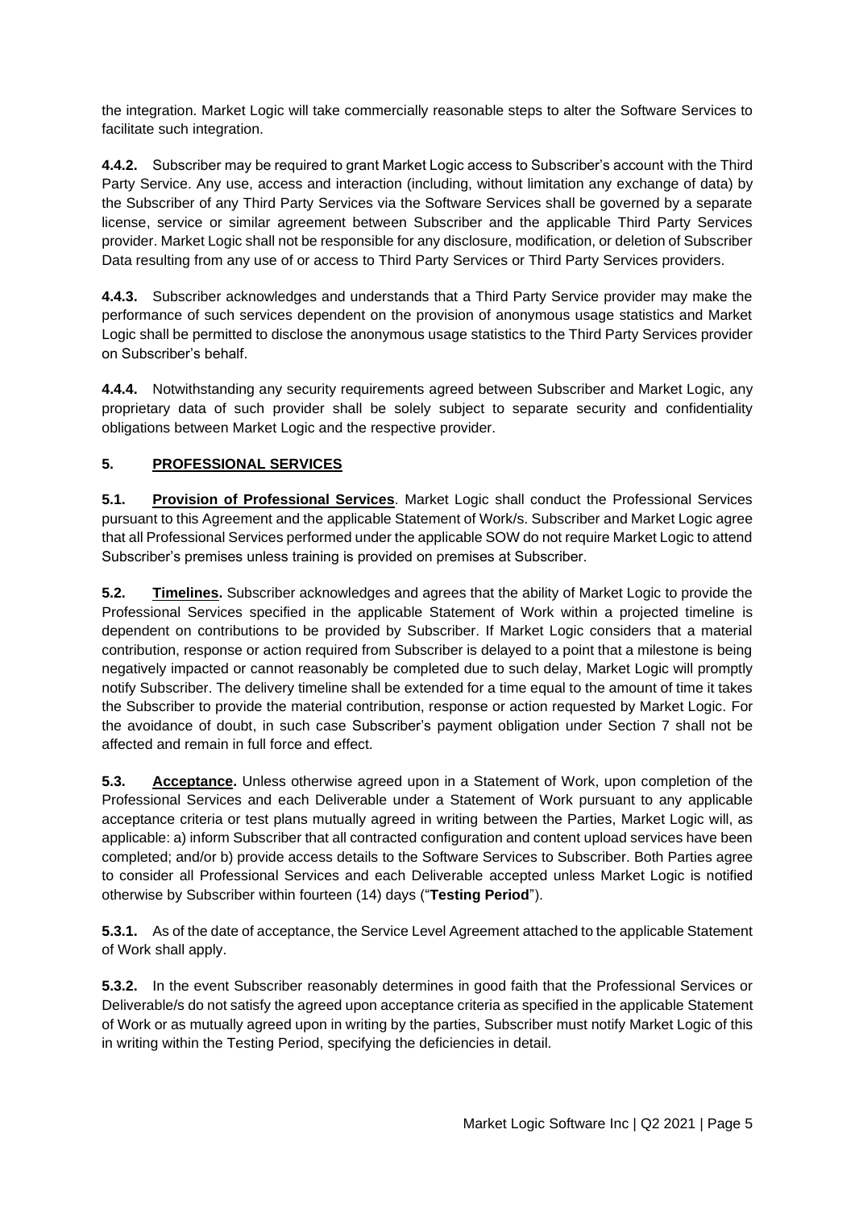the integration. Market Logic will take commercially reasonable steps to alter the Software Services to facilitate such integration.

**4.4.2.** Subscriber may be required to grant Market Logic access to Subscriber's account with the Third Party Service. Any use, access and interaction (including, without limitation any exchange of data) by the Subscriber of any Third Party Services via the Software Services shall be governed by a separate license, service or similar agreement between Subscriber and the applicable Third Party Services provider. Market Logic shall not be responsible for any disclosure, modification, or deletion of Subscriber Data resulting from any use of or access to Third Party Services or Third Party Services providers.

**4.4.3.** Subscriber acknowledges and understands that a Third Party Service provider may make the performance of such services dependent on the provision of anonymous usage statistics and Market Logic shall be permitted to disclose the anonymous usage statistics to the Third Party Services provider on Subscriber's behalf.

**4.4.4.** Notwithstanding any security requirements agreed between Subscriber and Market Logic, any proprietary data of such provider shall be solely subject to separate security and confidentiality obligations between Market Logic and the respective provider.

## 5. PROFESSIONAL SERVICES

**5.1. Provision of Professional Services**. Market Logic shall conduct the Professional Services pursuant to this Agreement and the applicable Statement of Work/s. Subscriber and Market Logic agree that all Professional Services performed under the applicable SOW do not require Market Logic to attend Subscriber's premises unless training is provided on premises at Subscriber.

**5.2. Timelines.** Subscriber acknowledges and agrees that the ability of Market Logic to provide the Professional Services specified in the applicable Statement of Work within a projected timeline is dependent on contributions to be provided by Subscriber. If Market Logic considers that a material contribution, response or action required from Subscriber is delayed to a point that a milestone is being negatively impacted or cannot reasonably be completed due to such delay, Market Logic will promptly notify Subscriber. The delivery timeline shall be extended for a time equal to the amount of time it takes the Subscriber to provide the material contribution, response or action requested by Market Logic. For the avoidance of doubt, in such case Subscriber's payment obligation under Section 7 shall not be affected and remain in full force and effect.

**5.3. Acceptance.** Unless otherwise agreed upon in a Statement of Work, upon completion of the Professional Services and each Deliverable under a Statement of Work pursuant to any applicable acceptance criteria or test plans mutually agreed in writing between the Parties, Market Logic will, as applicable: a) inform Subscriber that all contracted configuration and content upload services have been completed; and/or b) provide access details to the Software Services to Subscriber. Both Parties agree to consider all Professional Services and each Deliverable accepted unless Market Logic is notified otherwise by Subscriber within fourteen (14) days ("**Testing Period**").

**5.3.1.** As of the date of acceptance, the Service Level Agreement attached to the applicable Statement of Work shall apply.

**5.3.2.** In the event Subscriber reasonably determines in good faith that the Professional Services or Deliverable/s do not satisfy the agreed upon acceptance criteria as specified in the applicable Statement of Work or as mutually agreed upon in writing by the parties, Subscriber must notify Market Logic of this in writing within the Testing Period, specifying the deficiencies in detail.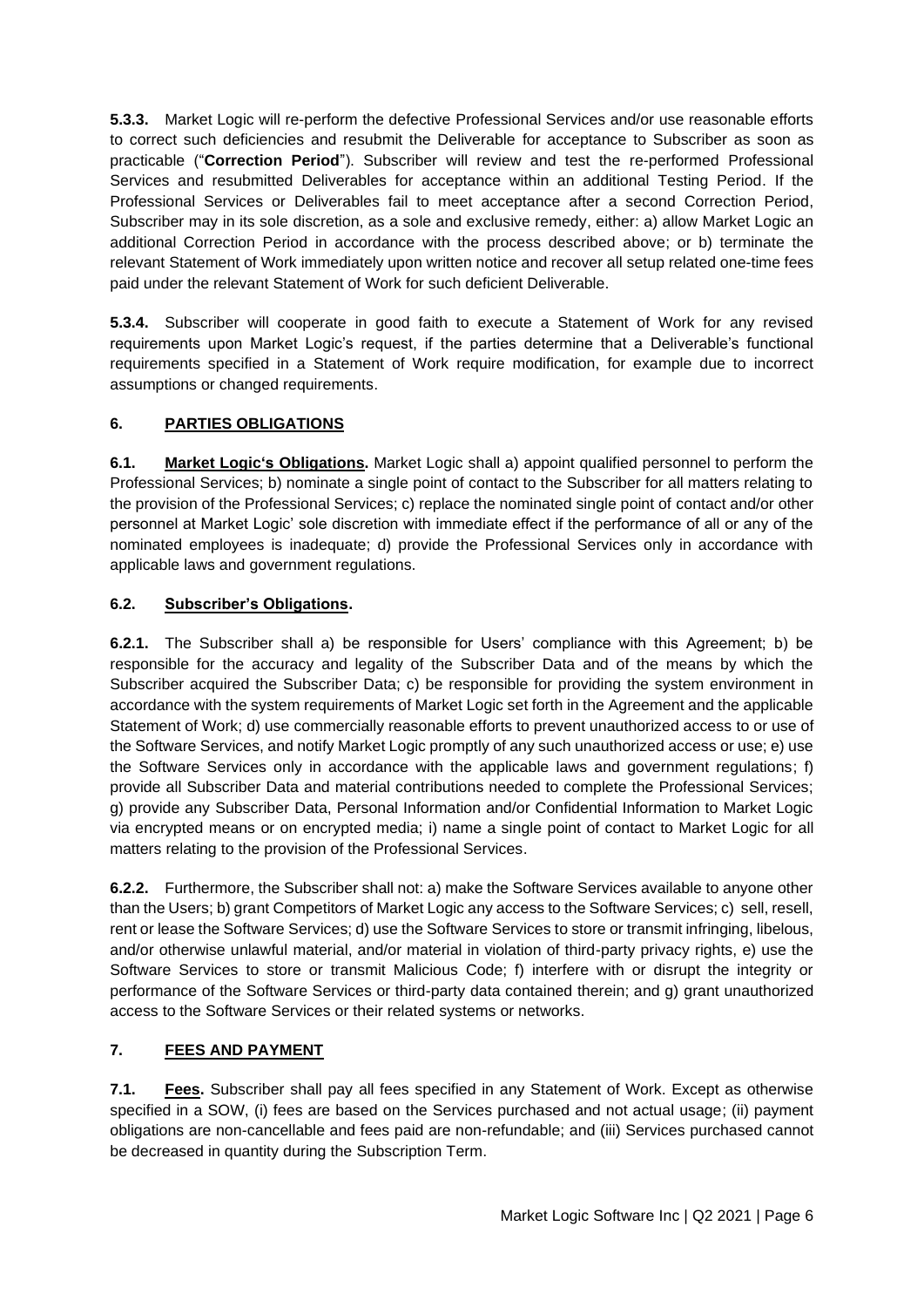**5.3.3.** Market Logic will re-perform the defective Professional Services and/or use reasonable efforts to correct such deficiencies and resubmit the Deliverable for acceptance to Subscriber as soon as practicable ("**Correction Period**"). Subscriber will review and test the re-performed Professional Services and resubmitted Deliverables for acceptance within an additional Testing Period. If the Professional Services or Deliverables fail to meet acceptance after a second Correction Period, Subscriber may in its sole discretion, as a sole and exclusive remedy, either: a) allow Market Logic an additional Correction Period in accordance with the process described above; or b) terminate the relevant Statement of Work immediately upon written notice and recover all setup related one-time fees paid under the relevant Statement of Work for such deficient Deliverable.

**5.3.4.** Subscriber will cooperate in good faith to execute a Statement of Work for any revised requirements upon Market Logic's request, if the parties determine that a Deliverable's functional requirements specified in a Statement of Work require modification, for example due to incorrect assumptions or changed requirements.

## 6. PARTIES OBLIGATIONS

**6.1. Market Logic's Obligations.** Market Logic shall a) appoint qualified personnel to perform the Professional Services; b) nominate a single point of contact to the Subscriber for all matters relating to the provision of the Professional Services; c) replace the nominated single point of contact and/or other personnel at Market Logic' sole discretion with immediate effect if the performance of all or any of the nominated employees is inadequate; d) provide the Professional Services only in accordance with applicable laws and government regulations.

### 6.2. Subscriber's Obligations.

**6.2.1.** The Subscriber shall a) be responsible for Users' compliance with this Agreement; b) be responsible for the accuracy and legality of the Subscriber Data and of the means by which the Subscriber acquired the Subscriber Data; c) be responsible for providing the system environment in accordance with the system requirements of Market Logic set forth in the Agreement and the applicable Statement of Work; d) use commercially reasonable efforts to prevent unauthorized access to or use of the Software Services, and notify Market Logic promptly of any such unauthorized access or use; e) use the Software Services only in accordance with the applicable laws and government regulations; f) provide all Subscriber Data and material contributions needed to complete the Professional Services; g) provide any Subscriber Data, Personal Information and/or Confidential Information to Market Logic via encrypted means or on encrypted media; i) name a single point of contact to Market Logic for all matters relating to the provision of the Professional Services.

**6.2.2.** Furthermore, the Subscriber shall not: a) make the Software Services available to anyone other than the Users; b) grant Competitors of Market Logic any access to the Software Services; c) sell, resell, rent or lease the Software Services; d) use the Software Services to store or transmit infringing, libelous, and/or otherwise unlawful material, and/or material in violation of third-party privacy rights, e) use the Software Services to store or transmit Malicious Code; f) interfere with or disrupt the integrity or performance of the Software Services or third-party data contained therein; and g) grant unauthorized access to the Software Services or their related systems or networks.

## 7. FEES AND PAYMENT

**7.1. Fees.** Subscriber shall pay all fees specified in any Statement of Work. Except as otherwise specified in a SOW, (i) fees are based on the Services purchased and not actual usage; (ii) payment obligations are non-cancellable and fees paid are non-refundable; and (iii) Services purchased cannot be decreased in quantity during the Subscription Term.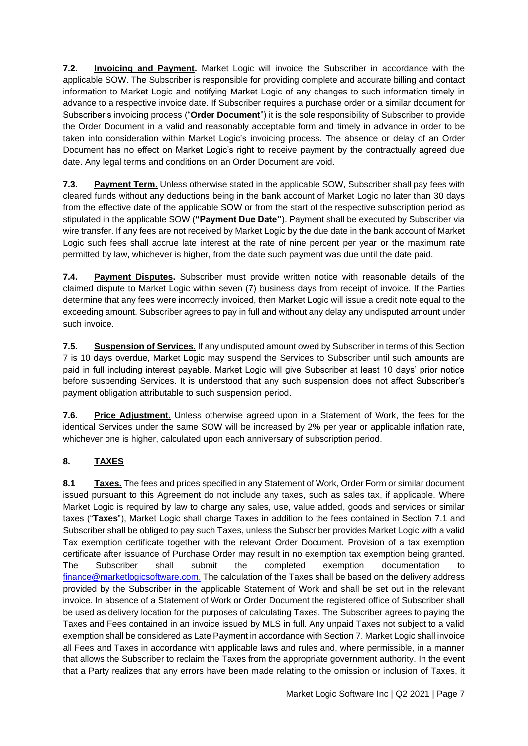**7.2. Invoicing and Payment.** Market Logic will invoice the Subscriber in accordance with the applicable SOW. The Subscriber is responsible for providing complete and accurate billing and contact information to Market Logic and notifying Market Logic of any changes to such information timely in advance to a respective invoice date. If Subscriber requires a purchase order or a similar document for Subscriber's invoicing process ("**Order Document**") it is the sole responsibility of Subscriber to provide the Order Document in a valid and reasonably acceptable form and timely in advance in order to be taken into consideration within Market Logic's invoicing process. The absence or delay of an Order Document has no effect on Market Logic's right to receive payment by the contractually agreed due date. Any legal terms and conditions on an Order Document are void.

**7.3. Payment Term.** Unless otherwise stated in the applicable SOW, Subscriber shall pay fees with cleared funds without any deductions being in the bank account of Market Logic no later than 30 days from the effective date of the applicable SOW or from the start of the respective subscription period as stipulated in the applicable SOW (**"Payment Due Date"**). Payment shall be executed by Subscriber via wire transfer. If any fees are not received by Market Logic by the due date in the bank account of Market Logic such fees shall accrue late interest at the rate of nine percent per year or the maximum rate permitted by law, whichever is higher, from the date such payment was due until the date paid.

**7.4. Payment Disputes.** Subscriber must provide written notice with reasonable details of the claimed dispute to Market Logic within seven (7) business days from receipt of invoice. If the Parties determine that any fees were incorrectly invoiced, then Market Logic will issue a credit note equal to the exceeding amount. Subscriber agrees to pay in full and without any delay any undisputed amount under such invoice.

**7.5. Suspension of Services.** If any undisputed amount owed by Subscriber in terms of this Section 7 is 10 days overdue, Market Logic may suspend the Services to Subscriber until such amounts are paid in full including interest payable. Market Logic will give Subscriber at least 10 days' prior notice before suspending Services. It is understood that any such suspension does not affect Subscriber's payment obligation attributable to such suspension period.

**7.6. Price Adjustment.** Unless otherwise agreed upon in a Statement of Work, the fees for the identical Services under the same SOW will be increased by 2% per year or applicable inflation rate, whichever one is higher, calculated upon each anniversary of subscription period.

## 8. TAXES

**8.1 Taxes.** The fees and prices specified in any Statement of Work, Order Form or similar document issued pursuant to this Agreement do not include any taxes, such as sales tax, if applicable. Where Market Logic is required by law to charge any sales, use, value added, goods and services or similar taxes ("**Taxes**"), Market Logic shall charge Taxes in addition to the fees contained in Section 7.1 and Subscriber shall be obliged to pay such Taxes, unless the Subscriber provides Market Logic with a valid Tax exemption certificate together with the relevant Order Document. Provision of a tax exemption certificate after issuance of Purchase Order may result in no exemption tax exemption being granted. The Subscriber shall submit the completed exemption documentation to finance@marketlogicsoftware.com. The calculation of the Taxes shall be based on the delivery address provided by the Subscriber in the applicable Statement of Work and shall be set out in the relevant invoice. In absence of a Statement of Work or Order Document the registered office of Subscriber shall be used as delivery location for the purposes of calculating Taxes. The Subscriber agrees to paying the Taxes and Fees contained in an invoice issued by MLS in full. Any unpaid Taxes not subject to a valid exemption shall be considered as Late Payment in accordance with Section 7. Market Logic shall invoice all Fees and Taxes in accordance with applicable laws and rules and, where permissible, in a manner that allows the Subscriber to reclaim the Taxes from the appropriate government authority. In the event that a Party realizes that any errors have been made relating to the omission or inclusion of Taxes, it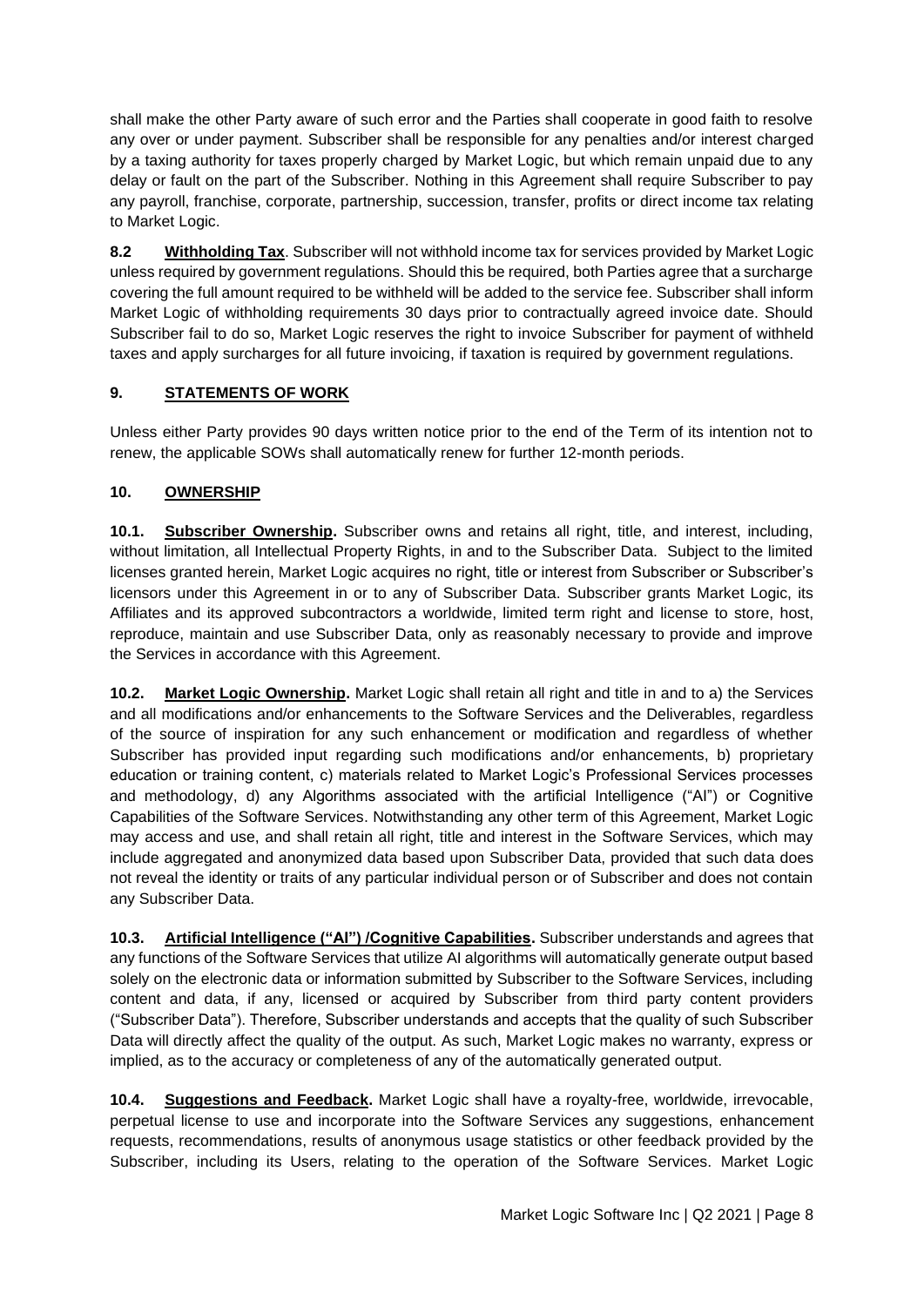shall make the other Party aware of such error and the Parties shall cooperate in good faith to resolve any over or under payment. Subscriber shall be responsible for any penalties and/or interest charged by a taxing authority for taxes properly charged by Market Logic, but which remain unpaid due to any delay or fault on the part of the Subscriber. Nothing in this Agreement shall require Subscriber to pay any payroll, franchise, corporate, partnership, succession, transfer, profits or direct income tax relating to Market Logic.

**8.2 Withholding Tax**. Subscriber will not withhold income tax for services provided by Market Logic unless required by government regulations. Should this be required, both Parties agree that a surcharge covering the full amount required to be withheld will be added to the service fee. Subscriber shall inform Market Logic of withholding requirements 30 days prior to contractually agreed invoice date. Should Subscriber fail to do so, Market Logic reserves the right to invoice Subscriber for payment of withheld taxes and apply surcharges for all future invoicing, if taxation is required by government regulations.

## 9. STATEMENTS OF WORK

Unless either Party provides 90 days written notice prior to the end of the Term of its intention not to renew, the applicable SOWs shall automatically renew for further 12-month periods.

## 10. OWNERSHIP

**10.1. Subscriber Ownership.** Subscriber owns and retains all right, title, and interest, including, without limitation, all Intellectual Property Rights, in and to the Subscriber Data. Subject to the limited licenses granted herein, Market Logic acquires no right, title or interest from Subscriber or Subscriber's licensors under this Agreement in or to any of Subscriber Data. Subscriber grants Market Logic, its Affiliates and its approved subcontractors a worldwide, limited term right and license to store, host, reproduce, maintain and use Subscriber Data, only as reasonably necessary to provide and improve the Services in accordance with this Agreement.

**10.2. Market Logic Ownership.** Market Logic shall retain all right and title in and to a) the Services and all modifications and/or enhancements to the Software Services and the Deliverables, regardless of the source of inspiration for any such enhancement or modification and regardless of whether Subscriber has provided input regarding such modifications and/or enhancements, b) proprietary education or training content, c) materials related to Market Logic's Professional Services processes and methodology, d) any Algorithms associated with the artificial Intelligence ("AI") or Cognitive Capabilities of the Software Services. Notwithstanding any other term of this Agreement, Market Logic may access and use, and shall retain all right, title and interest in the Software Services, which may include aggregated and anonymized data based upon Subscriber Data, provided that such data does not reveal the identity or traits of any particular individual person or of Subscriber and does not contain any Subscriber Data.

**10.3. Artificial Intelligence ("AI") /Cognitive Capabilities.** Subscriber understands and agrees that any functions of the Software Services that utilize AI algorithms will automatically generate output based solely on the electronic data or information submitted by Subscriber to the Software Services, including content and data, if any, licensed or acquired by Subscriber from third party content providers ("Subscriber Data"). Therefore, Subscriber understands and accepts that the quality of such Subscriber Data will directly affect the quality of the output. As such, Market Logic makes no warranty, express or implied, as to the accuracy or completeness of any of the automatically generated output.

**10.4. Suggestions and Feedback.** Market Logic shall have a royalty-free, worldwide, irrevocable, perpetual license to use and incorporate into the Software Services any suggestions, enhancement requests, recommendations, results of anonymous usage statistics or other feedback provided by the Subscriber, including its Users, relating to the operation of the Software Services. Market Logic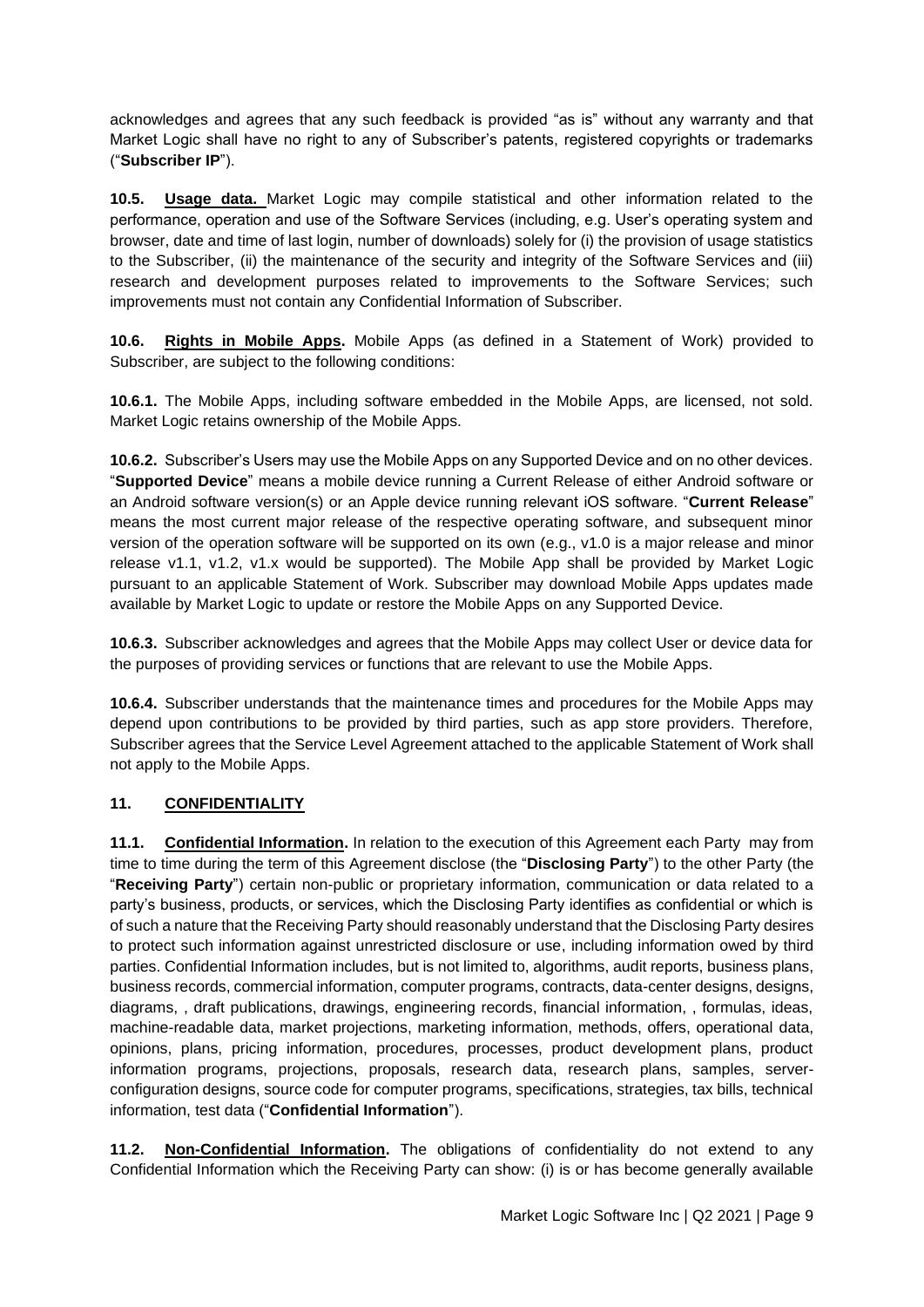acknowledges and agrees that any such feedback is provided "as is" without any warranty and that Market Logic shall have no right to any of Subscriber's patents, registered copyrights or trademarks ("**Subscriber IP**").

**10.5. Usage data.** Market Logic may compile statistical and other information related to the performance, operation and use of the Software Services (including, e.g. User's operating system and browser, date and time of last login, number of downloads) solely for (i) the provision of usage statistics to the Subscriber, (ii) the maintenance of the security and integrity of the Software Services and (iii) research and development purposes related to improvements to the Software Services; such improvements must not contain any Confidential Information of Subscriber.

**10.6. Rights in Mobile Apps.** Mobile Apps (as defined in a Statement of Work) provided to Subscriber, are subject to the following conditions:

**10.6.1.** The Mobile Apps, including software embedded in the Mobile Apps, are licensed, not sold. Market Logic retains ownership of the Mobile Apps.

**10.6.2.** Subscriber's Users may use the Mobile Apps on any Supported Device and on no other devices. "**Supported Device**" means a mobile device running a Current Release of either Android software or an Android software version(s) or an Apple device running relevant iOS software. "**Current Release**" means the most current major release of the respective operating software, and subsequent minor version of the operation software will be supported on its own (e.g., v1.0 is a major release and minor release v1.1, v1.2, v1.x would be supported). The Mobile App shall be provided by Market Logic pursuant to an applicable Statement of Work. Subscriber may download Mobile Apps updates made available by Market Logic to update or restore the Mobile Apps on any Supported Device.

**10.6.3.** Subscriber acknowledges and agrees that the Mobile Apps may collect User or device data for the purposes of providing services or functions that are relevant to use the Mobile Apps.

**10.6.4.** Subscriber understands that the maintenance times and procedures for the Mobile Apps may depend upon contributions to be provided by third parties, such as app store providers. Therefore, Subscriber agrees that the Service Level Agreement attached to the applicable Statement of Work shall not apply to the Mobile Apps.

## 11. CONFIDENTIALITY

**11.1. Confidential Information.** In relation to the execution of this Agreement each Party may from time to time during the term of this Agreement disclose (the "**Disclosing Party**") to the other Party (the "**Receiving Party**") certain non-public or proprietary information, communication or data related to a party's business, products, or services, which the Disclosing Party identifies as confidential or which is of such a nature that the Receiving Party should reasonably understand that the Disclosing Party desires to protect such information against unrestricted disclosure or use, including information owed by third parties. Confidential Information includes, but is not limited to, algorithms, audit reports, business plans, business records, commercial information, computer programs, contracts, data-center designs, designs, diagrams, , draft publications, drawings, engineering records, financial information, , formulas, ideas, machine-readable data, market projections, marketing information, methods, offers, operational data, opinions, plans, pricing information, procedures, processes, product development plans, product information programs, projections, proposals, research data, research plans, samples, server-configuration designs, source code for computer programs, specifications, strategies, tax bills, technical information, test data ("**Confidential Information**").

**11.2. Non-Confidential Information.** The obligations of confidentiality do not extend to any Confidential Information which the Receiving Party can show: (i) is or has become generally available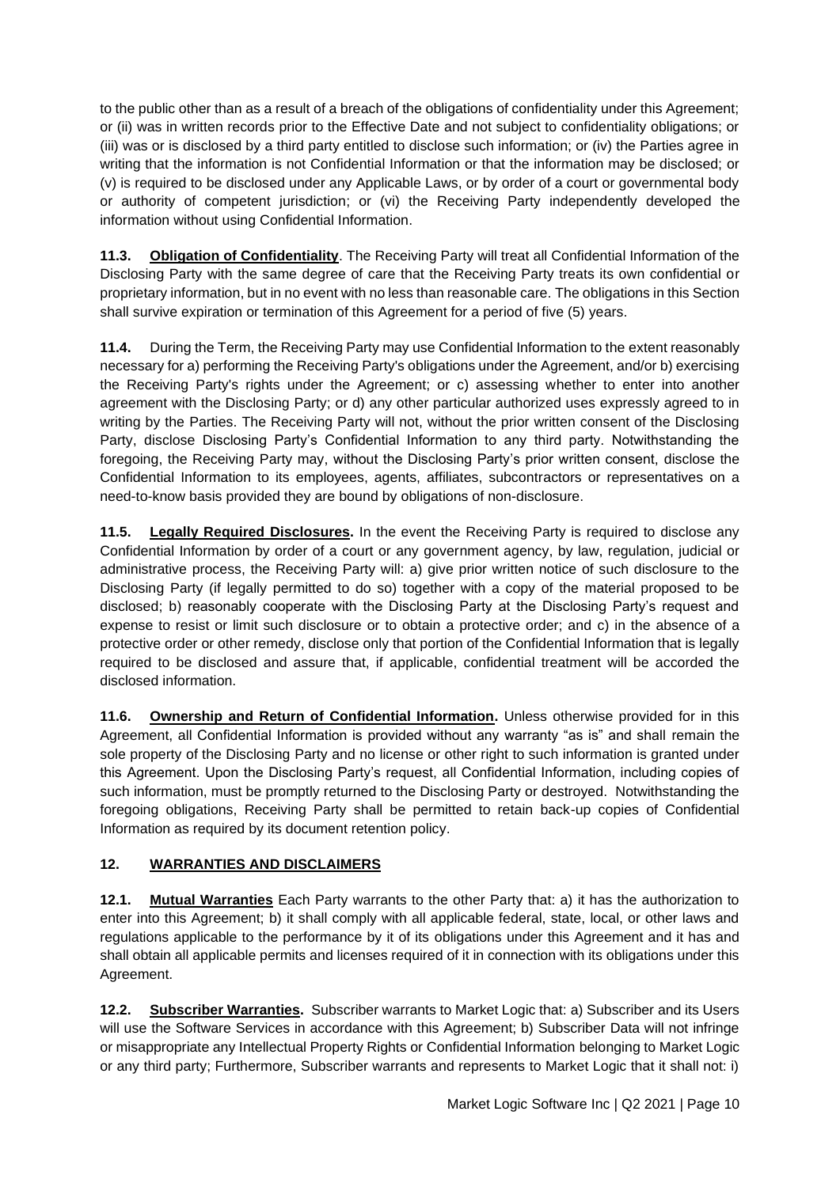to the public other than as a result of a breach of the obligations of confidentiality under this Agreement; or (ii) was in written records prior to the Effective Date and not subject to confidentiality obligations; or (iii) was or is disclosed by a third party entitled to disclose such information; or (iv) the Parties agree in writing that the information is not Confidential Information or that the information may be disclosed; or (v) is required to be disclosed under any Applicable Laws, or by order of a court or governmental body or authority of competent jurisdiction; or (vi) the Receiving Party independently developed the information without using Confidential Information.

**11.3. <u>Obligation of Confidentiality</u>**. The Receiving Party will treat all Confidential Information of the Disclosing Party with the same degree of care that the Receiving Party treats its own confidential or proprietary information, but in no event with no less than reasonable care. The obligations in this Section shall survive expiration or termination of this Agreement for a period of five (5) years.

**11.4.** During the Term, the Receiving Party may use Confidential Information to the extent reasonably necessary for a) performing the Receiving Party's obligations under the Agreement, and/or b) exercising the Receiving Party's rights under the Agreement; or c) assessing whether to enter into another agreement with the Disclosing Party; or d) any other particular authorized uses expressly agreed to in writing by the Parties. The Receiving Party will not, without the prior written consent of the Disclosing Party, disclose Disclosing Party's Confidential Information to any third party. Notwithstanding the foregoing, the Receiving Party may, without the Disclosing Party's prior written consent, disclose the Confidential Information to its employees, agents, affiliates, subcontractors or representatives on a need-to-know basis provided they are bound by obligations of non-disclosure.

**11.5. <u>Legally Required Disclosures</u>.** In the event the Receiving Party is required to disclose any Confidential Information by order of a court or any government agency, by law, regulation, judicial or administrative process, the Receiving Party will: a) give prior written notice of such disclosure to the Disclosing Party (if legally permitted to do so) together with a copy of the material proposed to be disclosed; b) reasonably cooperate with the Disclosing Party at the Disclosing Party's request and expense to resist or limit such disclosure or to obtain a protective order; and c) in the absence of a protective order or other remedy, disclose only that portion of the Confidential Information that is legally required to be disclosed and assure that, if applicable, confidential treatment will be accorded the disclosed information.

**11.6. <u>Ownership and Return of Confidential Information</u>.** Unless otherwise provided for in this Agreement, all Confidential Information is provided without any warranty "as is" and shall remain the sole property of the Disclosing Party and no license or other right to such information is granted under this Agreement. Upon the Disclosing Party's request, all Confidential Information, including copies of such information, must be promptly returned to the Disclosing Party or destroyed. Notwithstanding the foregoing obligations, Receiving Party shall be permitted to retain back-up copies of Confidential Information as required by its document retention policy.

## 12. <u>WARRANTIES AND DISCLAIMERS</u>

**12.1. <u>Mutual Warranties</u>** Each Party warrants to the other Party that: a) it has the authorization to enter into this Agreement; b) it shall comply with all applicable federal, state, local, or other laws and regulations applicable to the performance by it of its obligations under this Agreement and it has and shall obtain all applicable permits and licenses required of it in connection with its obligations under this Agreement.

**12.2. <u>Subscriber Warranties</u>.** Subscriber warrants to Market Logic that: a) Subscriber and its Users will use the Software Services in accordance with this Agreement; b) Subscriber Data will not infringe or misappropriate any Intellectual Property Rights or Confidential Information belonging to Market Logic or any third party; Furthermore, Subscriber warrants and represents to Market Logic that it shall not: i)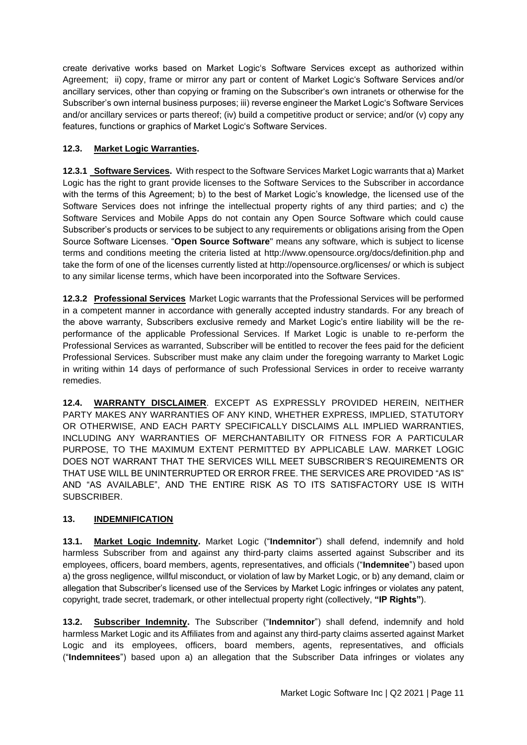create derivative works based on Market Logic's Software Services except as authorized within Agreement; ii) copy, frame or mirror any part or content of Market Logic's Software Services and/or ancillary services, other than copying or framing on the Subscriber's own intranets or otherwise for the Subscriber's own internal business purposes; iii) reverse engineer the Market Logic's Software Services and/or ancillary services or parts thereof; (iv) build a competitive product or service; and/or (v) copy any features, functions or graphics of Market Logic's Software Services.

**12.3. Market Logic Warranties.**

**12.3.1 Software Services.** With respect to the Software Services Market Logic warrants that a) Market Logic has the right to grant provide licenses to the Software Services to the Subscriber in accordance with the terms of this Agreement; b) to the best of Market Logic's knowledge, the licensed use of the Software Services does not infringe the intellectual property rights of any third parties; and c) the Software Services and Mobile Apps do not contain any Open Source Software which could cause Subscriber's products or services to be subject to any requirements or obligations arising from the Open Source Software Licenses. "**Open Source Software**" means any software, which is subject to license terms and conditions meeting the criteria listed at http://www.opensource.org/docs/definition.php and take the form of one of the licenses currently listed at http://opensource.org/licenses/ or which is subject to any similar license terms, which have been incorporated into the Software Services.

**12.3.2 Professional Services** Market Logic warrants that the Professional Services will be performed in a competent manner in accordance with generally accepted industry standards. For any breach of the above warranty, Subscribers exclusive remedy and Market Logic's entire liability will be the re-performance of the applicable Professional Services. If Market Logic is unable to re-perform the Professional Services as warranted, Subscriber will be entitled to recover the fees paid for the deficient Professional Services. Subscriber must make any claim under the foregoing warranty to Market Logic in writing within 14 days of performance of such Professional Services in order to receive warranty remedies.

**12.4. WARRANTY DISCLAIMER**. EXCEPT AS EXPRESSLY PROVIDED HEREIN, NEITHER PARTY MAKES ANY WARRANTIES OF ANY KIND, WHETHER EXPRESS, IMPLIED, STATUTORY OR OTHERWISE, AND EACH PARTY SPECIFICALLY DISCLAIMS ALL IMPLIED WARRANTIES, INCLUDING ANY WARRANTIES OF MERCHANTABILITY OR FITNESS FOR A PARTICULAR PURPOSE, TO THE MAXIMUM EXTENT PERMITTED BY APPLICABLE LAW. MARKET LOGIC DOES NOT WARRANT THAT THE SERVICES WILL MEET SUBSCRIBER'S REQUIREMENTS OR THAT USE WILL BE UNINTERRUPTED OR ERROR FREE. THE SERVICES ARE PROVIDED "AS IS" AND "AS AVAILABLE", AND THE ENTIRE RISK AS TO ITS SATISFACTORY USE IS WITH SUBSCRIBER.

**13. INDEMNIFICATION**

**13.1. Market Logic Indemnity.** Market Logic ("**Indemnitor**") shall defend, indemnify and hold harmless Subscriber from and against any third-party claims asserted against Subscriber and its employees, officers, board members, agents, representatives, and officials ("**Indemnitee**") based upon a) the gross negligence, willful misconduct, or violation of law by Market Logic, or b) any demand, claim or allegation that Subscriber's licensed use of the Services by Market Logic infringes or violates any patent, copyright, trade secret, trademark, or other intellectual property right (collectively, **"IP Rights"**).

**13.2. Subscriber Indemnity.** The Subscriber ("**Indemnitor**") shall defend, indemnify and hold harmless Market Logic and its Affiliates from and against any third-party claims asserted against Market Logic and its employees, officers, board members, agents, representatives, and officials ("**Indemnitees**") based upon a) an allegation that the Subscriber Data infringes or violates any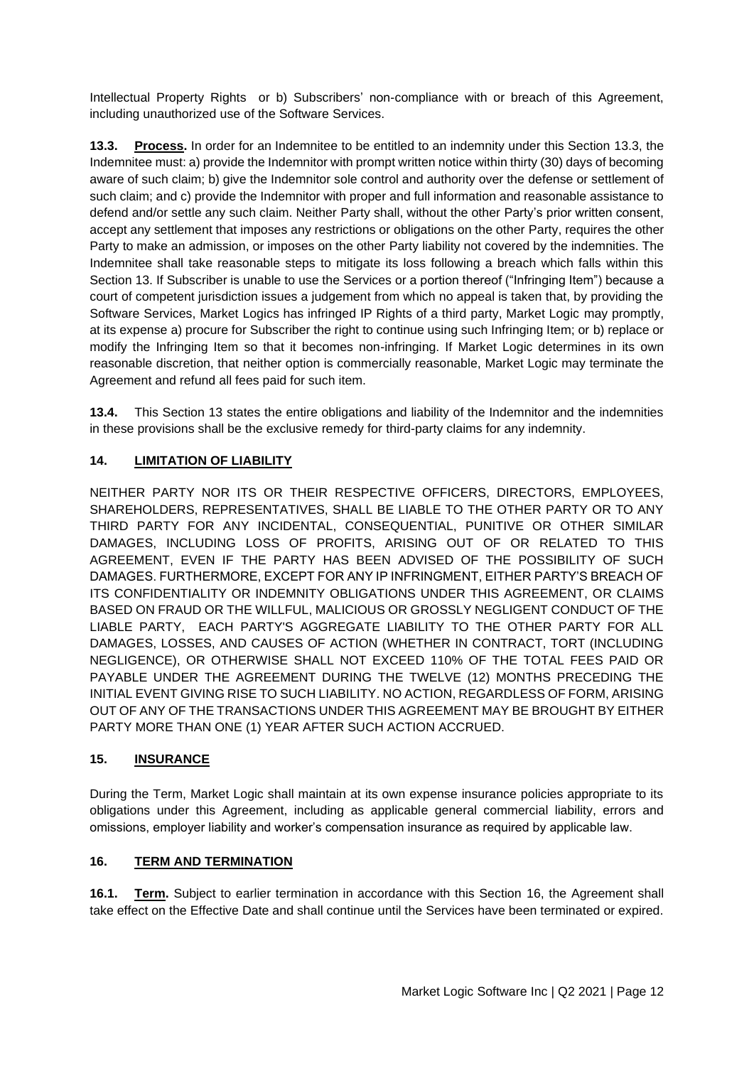Intellectual Property Rights or b) Subscribers' non-compliance with or breach of this Agreement, including unauthorized use of the Software Services.

**13.3. Process.** In order for an Indemnitee to be entitled to an indemnity under this Section 13.3, the Indemnitee must: a) provide the Indemnitor with prompt written notice within thirty (30) days of becoming aware of such claim; b) give the Indemnitor sole control and authority over the defense or settlement of such claim; and c) provide the Indemnitor with proper and full information and reasonable assistance to defend and/or settle any such claim. Neither Party shall, without the other Party's prior written consent, accept any settlement that imposes any restrictions or obligations on the other Party, requires the other Party to make an admission, or imposes on the other Party liability not covered by the indemnities. The Indemnitee shall take reasonable steps to mitigate its loss following a breach which falls within this Section 13. If Subscriber is unable to use the Services or a portion thereof ("Infringing Item") because a court of competent jurisdiction issues a judgement from which no appeal is taken that, by providing the Software Services, Market Logics has infringed IP Rights of a third party, Market Logic may promptly, at its expense a) procure for Subscriber the right to continue using such Infringing Item; or b) replace or modify the Infringing Item so that it becomes non-infringing. If Market Logic determines in its own reasonable discretion, that neither option is commercially reasonable, Market Logic may terminate the Agreement and refund all fees paid for such item.

**13.4.** This Section 13 states the entire obligations and liability of the Indemnitor and the indemnities in these provisions shall be the exclusive remedy for third-party claims for any indemnity.

## 14. LIMITATION OF LIABILITY

NEITHER PARTY NOR ITS OR THEIR RESPECTIVE OFFICERS, DIRECTORS, EMPLOYEES, SHAREHOLDERS, REPRESENTATIVES, SHALL BE LIABLE TO THE OTHER PARTY OR TO ANY THIRD PARTY FOR ANY INCIDENTAL, CONSEQUENTIAL, PUNITIVE OR OTHER SIMILAR DAMAGES, INCLUDING LOSS OF PROFITS, ARISING OUT OF OR RELATED TO THIS AGREEMENT, EVEN IF THE PARTY HAS BEEN ADVISED OF THE POSSIBILITY OF SUCH DAMAGES. FURTHERMORE, EXCEPT FOR ANY IP INFRINGMENT, EITHER PARTY'S BREACH OF ITS CONFIDENTIALITY OR INDEMNITY OBLIGATIONS UNDER THIS AGREEMENT, OR CLAIMS BASED ON FRAUD OR THE WILLFUL, MALICIOUS OR GROSSLY NEGLIGENT CONDUCT OF THE LIABLE PARTY, EACH PARTY'S AGGREGATE LIABILITY TO THE OTHER PARTY FOR ALL DAMAGES, LOSSES, AND CAUSES OF ACTION (WHETHER IN CONTRACT, TORT (INCLUDING NEGLIGENCE), OR OTHERWISE SHALL NOT EXCEED 110% OF THE TOTAL FEES PAID OR PAYABLE UNDER THE AGREEMENT DURING THE TWELVE (12) MONTHS PRECEDING THE INITIAL EVENT GIVING RISE TO SUCH LIABILITY. NO ACTION, REGARDLESS OF FORM, ARISING OUT OF ANY OF THE TRANSACTIONS UNDER THIS AGREEMENT MAY BE BROUGHT BY EITHER PARTY MORE THAN ONE (1) YEAR AFTER SUCH ACTION ACCRUED.

## 15. INSURANCE

During the Term, Market Logic shall maintain at its own expense insurance policies appropriate to its obligations under this Agreement, including as applicable general commercial liability, errors and omissions, employer liability and worker's compensation insurance as required by applicable law.

## 16. TERM AND TERMINATION

**16.1. Term.** Subject to earlier termination in accordance with this Section 16, the Agreement shall take effect on the Effective Date and shall continue until the Services have been terminated or expired.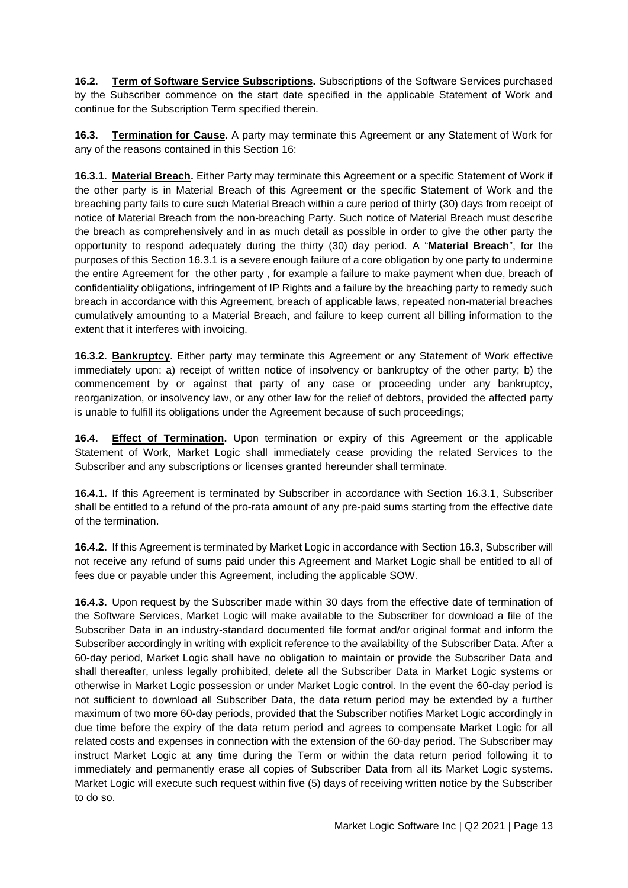**16.2. Term of Software Service Subscriptions.** Subscriptions of the Software Services purchased by the Subscriber commence on the start date specified in the applicable Statement of Work and continue for the Subscription Term specified therein.

**16.3. Termination for Cause.** A party may terminate this Agreement or any Statement of Work for any of the reasons contained in this Section 16:

**16.3.1. Material Breach.** Either Party may terminate this Agreement or a specific Statement of Work if the other party is in Material Breach of this Agreement or the specific Statement of Work and the breaching party fails to cure such Material Breach within a cure period of thirty (30) days from receipt of notice of Material Breach from the non-breaching Party. Such notice of Material Breach must describe the breach as comprehensively and in as much detail as possible in order to give the other party the opportunity to respond adequately during the thirty (30) day period. A "**Material Breach**", for the purposes of this Section 16.3.1 is a severe enough failure of a core obligation by one party to undermine the entire Agreement for the other party , for example a failure to make payment when due, breach of confidentiality obligations, infringement of IP Rights and a failure by the breaching party to remedy such breach in accordance with this Agreement, breach of applicable laws, repeated non-material breaches cumulatively amounting to a Material Breach, and failure to keep current all billing information to the extent that it interferes with invoicing.

**16.3.2. Bankruptcy.** Either party may terminate this Agreement or any Statement of Work effective immediately upon: a) receipt of written notice of insolvency or bankruptcy of the other party; b) the commencement by or against that party of any case or proceeding under any bankruptcy, reorganization, or insolvency law, or any other law for the relief of debtors, provided the affected party is unable to fulfill its obligations under the Agreement because of such proceedings;

**16.4. Effect of Termination.** Upon termination or expiry of this Agreement or the applicable Statement of Work, Market Logic shall immediately cease providing the related Services to the Subscriber and any subscriptions or licenses granted hereunder shall terminate.

**16.4.1.** If this Agreement is terminated by Subscriber in accordance with Section 16.3.1, Subscriber shall be entitled to a refund of the pro-rata amount of any pre-paid sums starting from the effective date of the termination.

**16.4.2.** If this Agreement is terminated by Market Logic in accordance with Section 16.3, Subscriber will not receive any refund of sums paid under this Agreement and Market Logic shall be entitled to all of fees due or payable under this Agreement, including the applicable SOW.

**16.4.3.** Upon request by the Subscriber made within 30 days from the effective date of termination of the Software Services, Market Logic will make available to the Subscriber for download a file of the Subscriber Data in an industry-standard documented file format and/or original format and inform the Subscriber accordingly in writing with explicit reference to the availability of the Subscriber Data. After a 60-day period, Market Logic shall have no obligation to maintain or provide the Subscriber Data and shall thereafter, unless legally prohibited, delete all the Subscriber Data in Market Logic systems or otherwise in Market Logic possession or under Market Logic control. In the event the 60-day period is not sufficient to download all Subscriber Data, the data return period may be extended by a further maximum of two more 60-day periods, provided that the Subscriber notifies Market Logic accordingly in due time before the expiry of the data return period and agrees to compensate Market Logic for all related costs and expenses in connection with the extension of the 60-day period. The Subscriber may instruct Market Logic at any time during the Term or within the data return period following it to immediately and permanently erase all copies of Subscriber Data from all its Market Logic systems. Market Logic will execute such request within five (5) days of receiving written notice by the Subscriber to do so.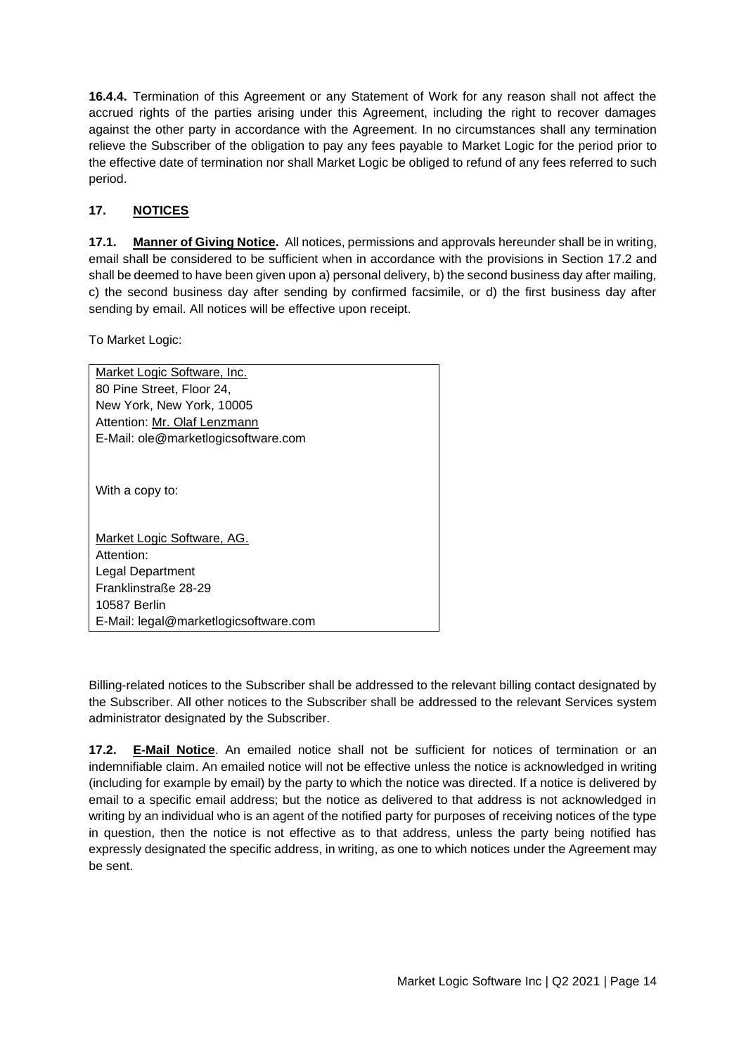**16.4.4.** Termination of this Agreement or any Statement of Work for any reason shall not affect the accrued rights of the parties arising under this Agreement, including the right to recover damages against the other party in accordance with the Agreement. In no circumstances shall any termination relieve the Subscriber of the obligation to pay any fees payable to Market Logic for the period prior to the effective date of termination nor shall Market Logic be obliged to refund of any fees referred to such period.

## 17. NOTICES

**17.1. Manner of Giving Notice.** All notices, permissions and approvals hereunder shall be in writing, email shall be considered to be sufficient when in accordance with the provisions in Section 17.2 and shall be deemed to have been given upon a) personal delivery, b) the second business day after mailing, c) the second business day after sending by confirmed facsimile, or d) the first business day after sending by email. All notices will be effective upon receipt.

To Market Logic:

| |
|---|
| Market Logic Software, Inc.<br>80 Pine Street, Floor 24,<br>New York, New York, 10005<br>Attention: Mr. Olaf Lenzmann<br>E-Mail: ole@marketlogicsoftware.com<br><br>With a copy to:<br><br>Market Logic Software, AG.<br>Attention:<br>Legal Department<br>Franklinstraße 28-29<br>10587 Berlin<br>E-Mail: legal@marketlogicsoftware.com |

Billing-related notices to the Subscriber shall be addressed to the relevant billing contact designated by the Subscriber. All other notices to the Subscriber shall be addressed to the relevant Services system administrator designated by the Subscriber.

**17.2. E-Mail Notice**. An emailed notice shall not be sufficient for notices of termination or an indemnifiable claim. An emailed notice will not be effective unless the notice is acknowledged in writing (including for example by email) by the party to which the notice was directed. If a notice is delivered by email to a specific email address; but the notice as delivered to that address is not acknowledged in writing by an individual who is an agent of the notified party for purposes of receiving notices of the type in question, then the notice is not effective as to that address, unless the party being notified has expressly designated the specific address, in writing, as one to which notices under the Agreement may be sent.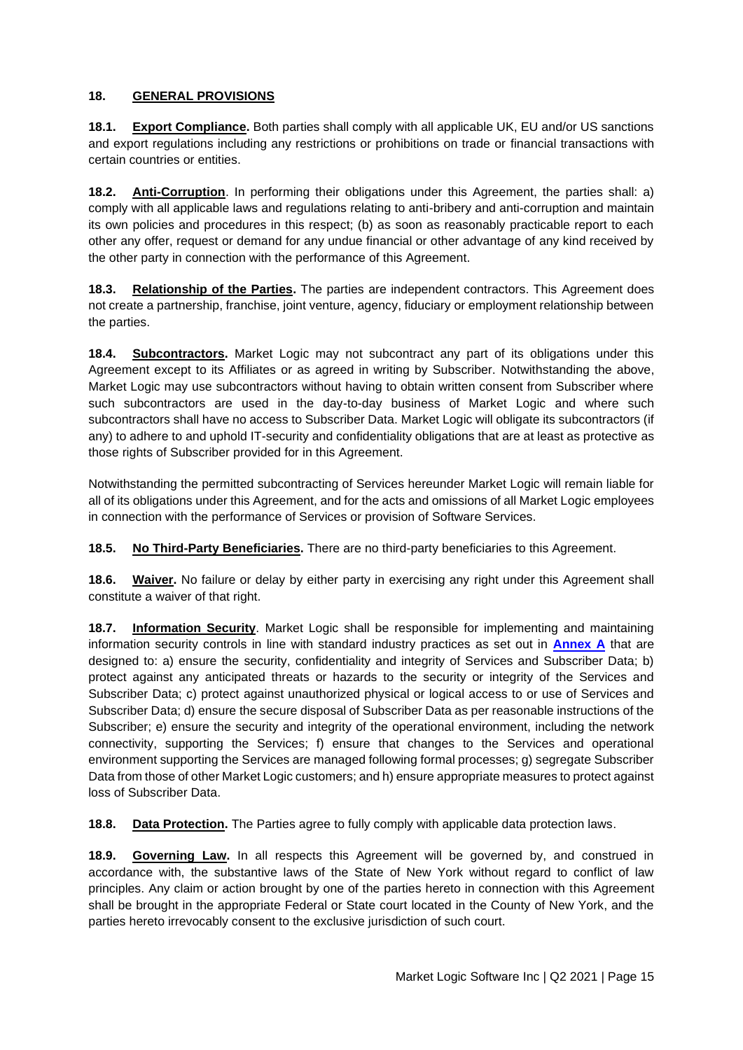## 18. GENERAL PROVISIONS

**18.1. Export Compliance.** Both parties shall comply with all applicable UK, EU and/or US sanctions and export regulations including any restrictions or prohibitions on trade or financial transactions with certain countries or entities.

**18.2. Anti-Corruption**. In performing their obligations under this Agreement, the parties shall: a) comply with all applicable laws and regulations relating to anti-bribery and anti-corruption and maintain its own policies and procedures in this respect; (b) as soon as reasonably practicable report to each other any offer, request or demand for any undue financial or other advantage of any kind received by the other party in connection with the performance of this Agreement.

**18.3. Relationship of the Parties.** The parties are independent contractors. This Agreement does not create a partnership, franchise, joint venture, agency, fiduciary or employment relationship between the parties.

**18.4. Subcontractors.** Market Logic may not subcontract any part of its obligations under this Agreement except to its Affiliates or as agreed in writing by Subscriber. Notwithstanding the above, Market Logic may use subcontractors without having to obtain written consent from Subscriber where such subcontractors are used in the day-to-day business of Market Logic and where such subcontractors shall have no access to Subscriber Data. Market Logic will obligate its subcontractors (if any) to adhere to and uphold IT-security and confidentiality obligations that are at least as protective as those rights of Subscriber provided for in this Agreement.

Notwithstanding the permitted subcontracting of Services hereunder Market Logic will remain liable for all of its obligations under this Agreement, and for the acts and omissions of all Market Logic employees in connection with the performance of Services or provision of Software Services.

**18.5. No Third-Party Beneficiaries.** There are no third-party beneficiaries to this Agreement.

**18.6. Waiver.** No failure or delay by either party in exercising any right under this Agreement shall constitute a waiver of that right.

**18.7. Information Security**. Market Logic shall be responsible for implementing and maintaining information security controls in line with standard industry practices as set out in **Annex A** that are designed to: a) ensure the security, confidentiality and integrity of Services and Subscriber Data; b) protect against any anticipated threats or hazards to the security or integrity of the Services and Subscriber Data; c) protect against unauthorized physical or logical access to or use of Services and Subscriber Data; d) ensure the secure disposal of Subscriber Data as per reasonable instructions of the Subscriber; e) ensure the security and integrity of the operational environment, including the network connectivity, supporting the Services; f) ensure that changes to the Services and operational environment supporting the Services are managed following formal processes; g) segregate Subscriber Data from those of other Market Logic customers; and h) ensure appropriate measures to protect against loss of Subscriber Data.

**18.8. Data Protection.** The Parties agree to fully comply with applicable data protection laws.

**18.9. Governing Law.** In all respects this Agreement will be governed by, and construed in accordance with, the substantive laws of the State of New York without regard to conflict of law principles. Any claim or action brought by one of the parties hereto in connection with this Agreement shall be brought in the appropriate Federal or State court located in the County of New York, and the parties hereto irrevocably consent to the exclusive jurisdiction of such court.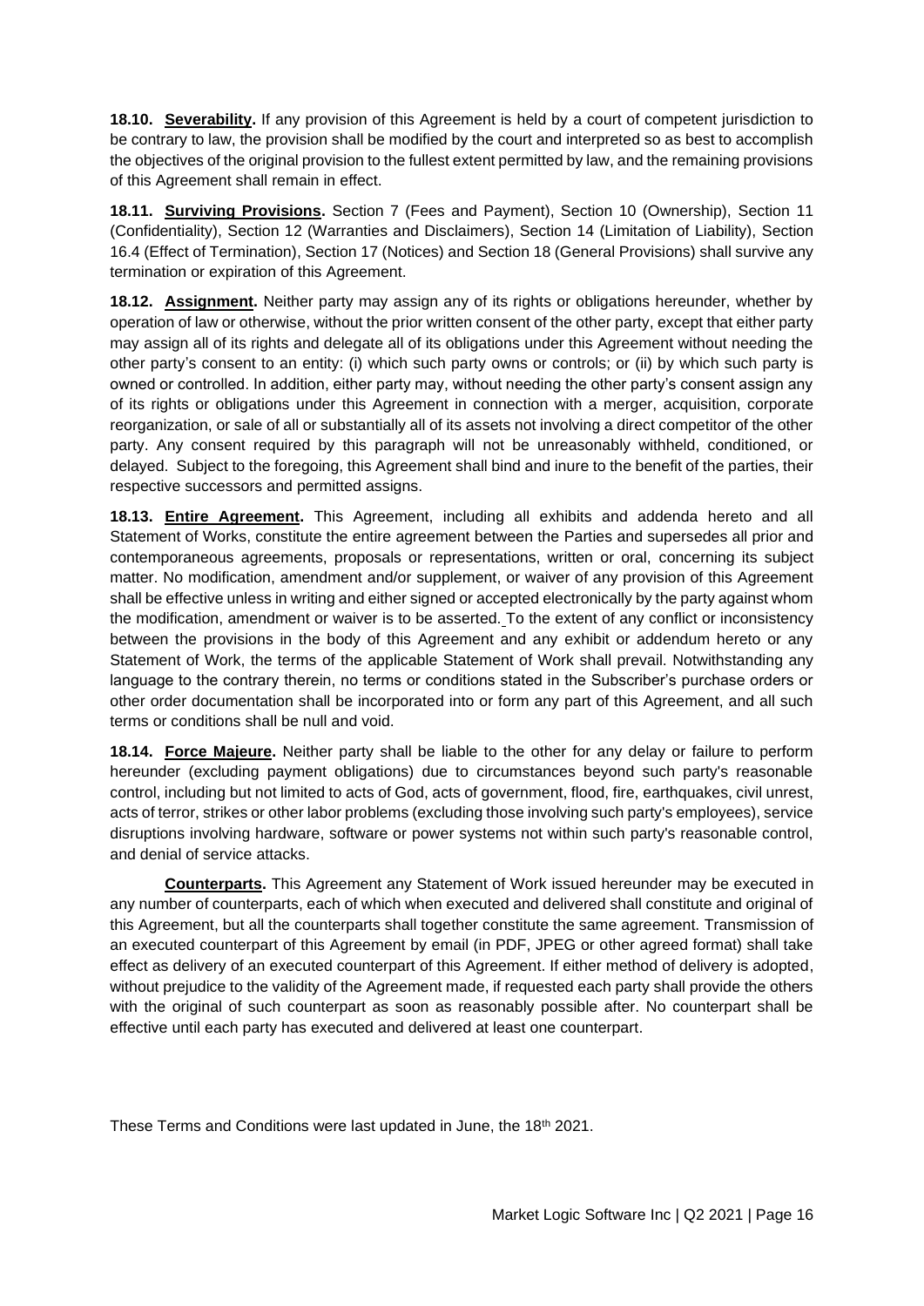**18.10. Severability.** If any provision of this Agreement is held by a court of competent jurisdiction to be contrary to law, the provision shall be modified by the court and interpreted so as best to accomplish the objectives of the original provision to the fullest extent permitted by law, and the remaining provisions of this Agreement shall remain in effect.

**18.11. Surviving Provisions.** Section 7 (Fees and Payment), Section 10 (Ownership), Section 11 (Confidentiality), Section 12 (Warranties and Disclaimers), Section 14 (Limitation of Liability), Section 16.4 (Effect of Termination), Section 17 (Notices) and Section 18 (General Provisions) shall survive any termination or expiration of this Agreement.

**18.12. Assignment.** Neither party may assign any of its rights or obligations hereunder, whether by operation of law or otherwise, without the prior written consent of the other party, except that either party may assign all of its rights and delegate all of its obligations under this Agreement without needing the other party's consent to an entity: (i) which such party owns or controls; or (ii) by which such party is owned or controlled. In addition, either party may, without needing the other party's consent assign any of its rights or obligations under this Agreement in connection with a merger, acquisition, corporate reorganization, or sale of all or substantially all of its assets not involving a direct competitor of the other party. Any consent required by this paragraph will not be unreasonably withheld, conditioned, or delayed. Subject to the foregoing, this Agreement shall bind and inure to the benefit of the parties, their respective successors and permitted assigns.

**18.13. Entire Agreement.** This Agreement, including all exhibits and addenda hereto and all Statement of Works, constitute the entire agreement between the Parties and supersedes all prior and contemporaneous agreements, proposals or representations, written or oral, concerning its subject matter. No modification, amendment and/or supplement, or waiver of any provision of this Agreement shall be effective unless in writing and either signed or accepted electronically by the party against whom the modification, amendment or waiver is to be asserted. To the extent of any conflict or inconsistency between the provisions in the body of this Agreement and any exhibit or addendum hereto or any Statement of Work, the terms of the applicable Statement of Work shall prevail. Notwithstanding any language to the contrary therein, no terms or conditions stated in the Subscriber's purchase orders or other order documentation shall be incorporated into or form any part of this Agreement, and all such terms or conditions shall be null and void.

**18.14. Force Majeure.** Neither party shall be liable to the other for any delay or failure to perform hereunder (excluding payment obligations) due to circumstances beyond such party's reasonable control, including but not limited to acts of God, acts of government, flood, fire, earthquakes, civil unrest, acts of terror, strikes or other labor problems (excluding those involving such party's employees), service disruptions involving hardware, software or power systems not within such party's reasonable control, and denial of service attacks.

**Counterparts.** This Agreement any Statement of Work issued hereunder may be executed in any number of counterparts, each of which when executed and delivered shall constitute and original of this Agreement, but all the counterparts shall together constitute the same agreement. Transmission of an executed counterpart of this Agreement by email (in PDF, JPEG or other agreed format) shall take effect as delivery of an executed counterpart of this Agreement. If either method of delivery is adopted, without prejudice to the validity of the Agreement made, if requested each party shall provide the others with the original of such counterpart as soon as reasonably possible after. No counterpart shall be effective until each party has executed and delivered at least one counterpart.

These Terms and Conditions were last updated in June, the 18th 2021.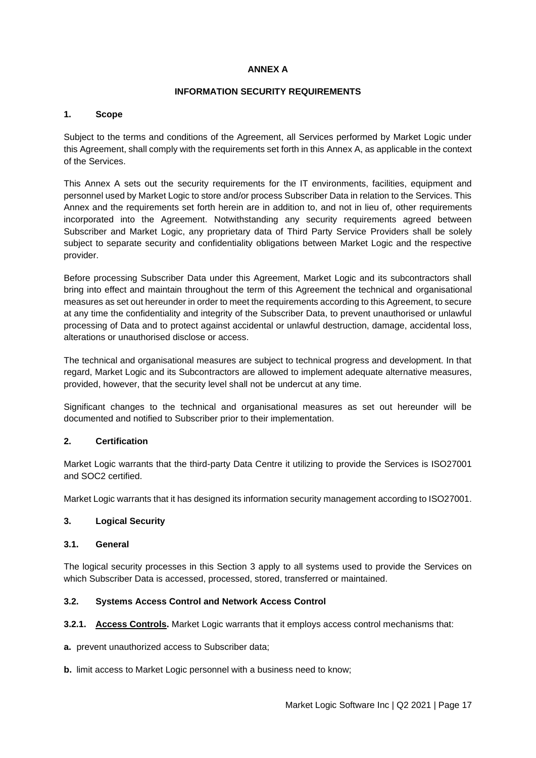**ANNEX A**

**INFORMATION SECURITY REQUIREMENTS**

## 1. Scope

Subject to the terms and conditions of the Agreement, all Services performed by Market Logic under this Agreement, shall comply with the requirements set forth in this Annex A, as applicable in the context of the Services.

This Annex A sets out the security requirements for the IT environments, facilities, equipment and personnel used by Market Logic to store and/or process Subscriber Data in relation to the Services. This Annex and the requirements set forth herein are in addition to, and not in lieu of, other requirements incorporated into the Agreement. Notwithstanding any security requirements agreed between Subscriber and Market Logic, any proprietary data of Third Party Service Providers shall be solely subject to separate security and confidentiality obligations between Market Logic and the respective provider.

Before processing Subscriber Data under this Agreement, Market Logic and its subcontractors shall bring into effect and maintain throughout the term of this Agreement the technical and organisational measures as set out hereunder in order to meet the requirements according to this Agreement, to secure at any time the confidentiality and integrity of the Subscriber Data, to prevent unauthorised or unlawful processing of Data and to protect against accidental or unlawful destruction, damage, accidental loss, alterations or unauthorised disclose or access.

The technical and organisational measures are subject to technical progress and development. In that regard, Market Logic and its Subcontractors are allowed to implement adequate alternative measures, provided, however, that the security level shall not be undercut at any time.

Significant changes to the technical and organisational measures as set out hereunder will be documented and notified to Subscriber prior to their implementation.

## 2. Certification

Market Logic warrants that the third-party Data Centre it utilizing to provide the Services is ISO27001 and SOC2 certified.

Market Logic warrants that it has designed its information security management according to ISO27001.

## 3. Logical Security

### 3.1. General

The logical security processes in this Section 3 apply to all systems used to provide the Services on which Subscriber Data is accessed, processed, stored, transferred or maintained.

### 3.2. Systems Access Control and Network Access Control

**3.2.1. <u>Access Controls</u>.** Market Logic warrants that it employs access control mechanisms that:

**a.** prevent unauthorized access to Subscriber data;

**b.** limit access to Market Logic personnel with a business need to know;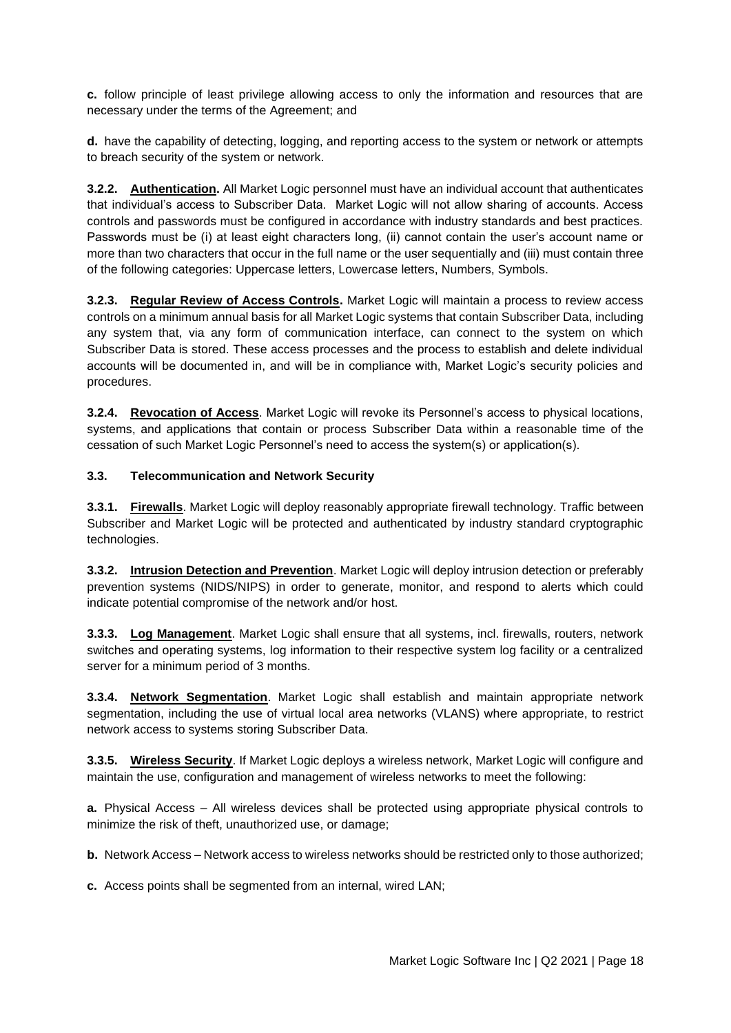**c.** follow principle of least privilege allowing access to only the information and resources that are necessary under the terms of the Agreement; and

**d.** have the capability of detecting, logging, and reporting access to the system or network or attempts to breach security of the system or network.

**3.2.2. Authentication.** All Market Logic personnel must have an individual account that authenticates that individual's access to Subscriber Data. Market Logic will not allow sharing of accounts. Access controls and passwords must be configured in accordance with industry standards and best practices. Passwords must be (i) at least eight characters long, (ii) cannot contain the user's account name or more than two characters that occur in the full name or the user sequentially and (iii) must contain three of the following categories: Uppercase letters, Lowercase letters, Numbers, Symbols.

**3.2.3. Regular Review of Access Controls.** Market Logic will maintain a process to review access controls on a minimum annual basis for all Market Logic systems that contain Subscriber Data, including any system that, via any form of communication interface, can connect to the system on which Subscriber Data is stored. These access processes and the process to establish and delete individual accounts will be documented in, and will be in compliance with, Market Logic's security policies and procedures.

**3.2.4. Revocation of Access**. Market Logic will revoke its Personnel's access to physical locations, systems, and applications that contain or process Subscriber Data within a reasonable time of the cessation of such Market Logic Personnel's need to access the system(s) or application(s).

### 3.3. Telecommunication and Network Security

**3.3.1. Firewalls**. Market Logic will deploy reasonably appropriate firewall technology. Traffic between Subscriber and Market Logic will be protected and authenticated by industry standard cryptographic technologies.

**3.3.2. Intrusion Detection and Prevention**. Market Logic will deploy intrusion detection or preferably prevention systems (NIDS/NIPS) in order to generate, monitor, and respond to alerts which could indicate potential compromise of the network and/or host.

**3.3.3. Log Management**. Market Logic shall ensure that all systems, incl. firewalls, routers, network switches and operating systems, log information to their respective system log facility or a centralized server for a minimum period of 3 months.

**3.3.4. Network Segmentation**. Market Logic shall establish and maintain appropriate network segmentation, including the use of virtual local area networks (VLANS) where appropriate, to restrict network access to systems storing Subscriber Data.

**3.3.5. Wireless Security**. If Market Logic deploys a wireless network, Market Logic will configure and maintain the use, configuration and management of wireless networks to meet the following:

**a.** Physical Access – All wireless devices shall be protected using appropriate physical controls to minimize the risk of theft, unauthorized use, or damage;

**b.** Network Access – Network access to wireless networks should be restricted only to those authorized;

**c.** Access points shall be segmented from an internal, wired LAN;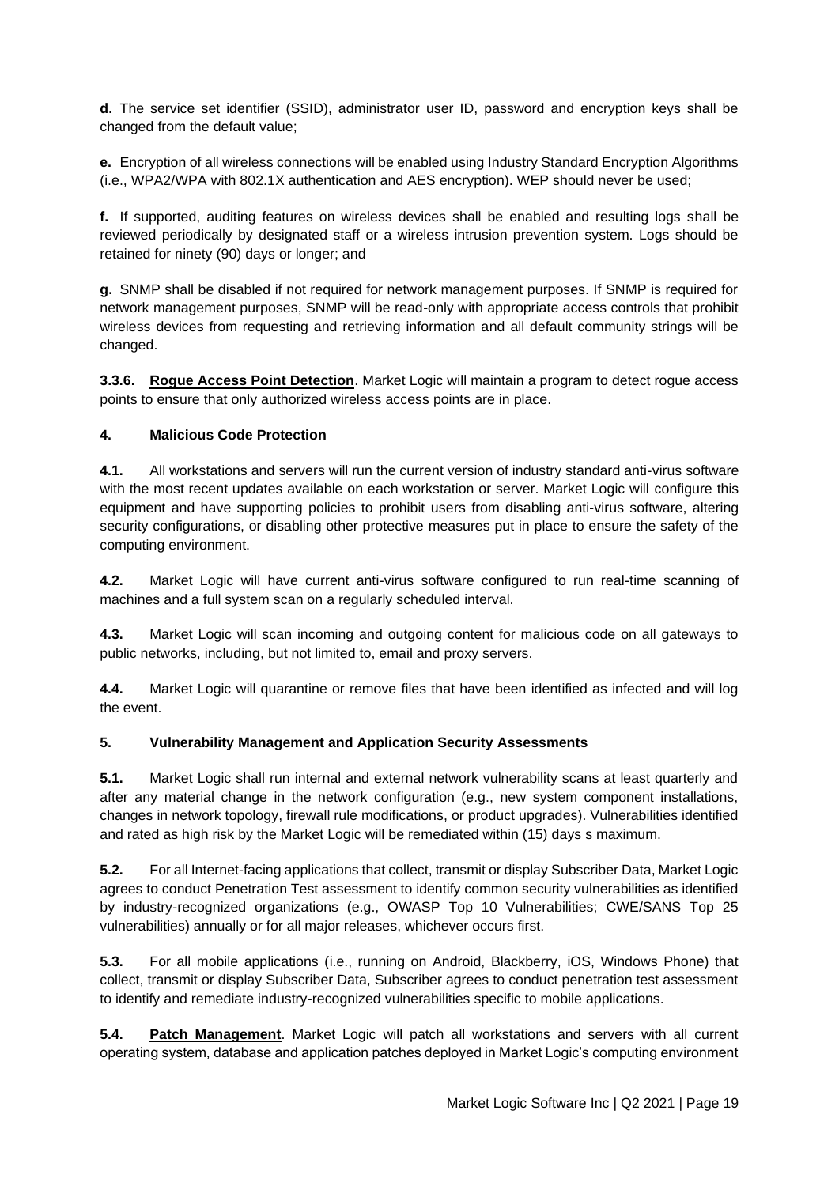**d.** The service set identifier (SSID), administrator user ID, password and encryption keys shall be changed from the default value;

**e.** Encryption of all wireless connections will be enabled using Industry Standard Encryption Algorithms (i.e., WPA2/WPA with 802.1X authentication and AES encryption). WEP should never be used;

**f.** If supported, auditing features on wireless devices shall be enabled and resulting logs shall be reviewed periodically by designated staff or a wireless intrusion prevention system. Logs should be retained for ninety (90) days or longer; and

**g.** SNMP shall be disabled if not required for network management purposes. If SNMP is required for network management purposes, SNMP will be read-only with appropriate access controls that prohibit wireless devices from requesting and retrieving information and all default community strings will be changed.

**3.3.6. Rogue Access Point Detection**. Market Logic will maintain a program to detect rogue access points to ensure that only authorized wireless access points are in place.

### 4. Malicious Code Protection

**4.1.** All workstations and servers will run the current version of industry standard anti-virus software with the most recent updates available on each workstation or server. Market Logic will configure this equipment and have supporting policies to prohibit users from disabling anti-virus software, altering security configurations, or disabling other protective measures put in place to ensure the safety of the computing environment.

**4.2.** Market Logic will have current anti-virus software configured to run real-time scanning of machines and a full system scan on a regularly scheduled interval.

**4.3.** Market Logic will scan incoming and outgoing content for malicious code on all gateways to public networks, including, but not limited to, email and proxy servers.

**4.4.** Market Logic will quarantine or remove files that have been identified as infected and will log the event.

### 5. Vulnerability Management and Application Security Assessments

**5.1.** Market Logic shall run internal and external network vulnerability scans at least quarterly and after any material change in the network configuration (e.g., new system component installations, changes in network topology, firewall rule modifications, or product upgrades). Vulnerabilities identified and rated as high risk by the Market Logic will be remediated within (15) days s maximum.

**5.2.** For all Internet-facing applications that collect, transmit or display Subscriber Data, Market Logic agrees to conduct Penetration Test assessment to identify common security vulnerabilities as identified by industry-recognized organizations (e.g., OWASP Top 10 Vulnerabilities; CWE/SANS Top 25 vulnerabilities) annually or for all major releases, whichever occurs first.

**5.3.** For all mobile applications (i.e., running on Android, Blackberry, iOS, Windows Phone) that collect, transmit or display Subscriber Data, Subscriber agrees to conduct penetration test assessment to identify and remediate industry-recognized vulnerabilities specific to mobile applications.

**5.4. Patch Management**. Market Logic will patch all workstations and servers with all current operating system, database and application patches deployed in Market Logic's computing environment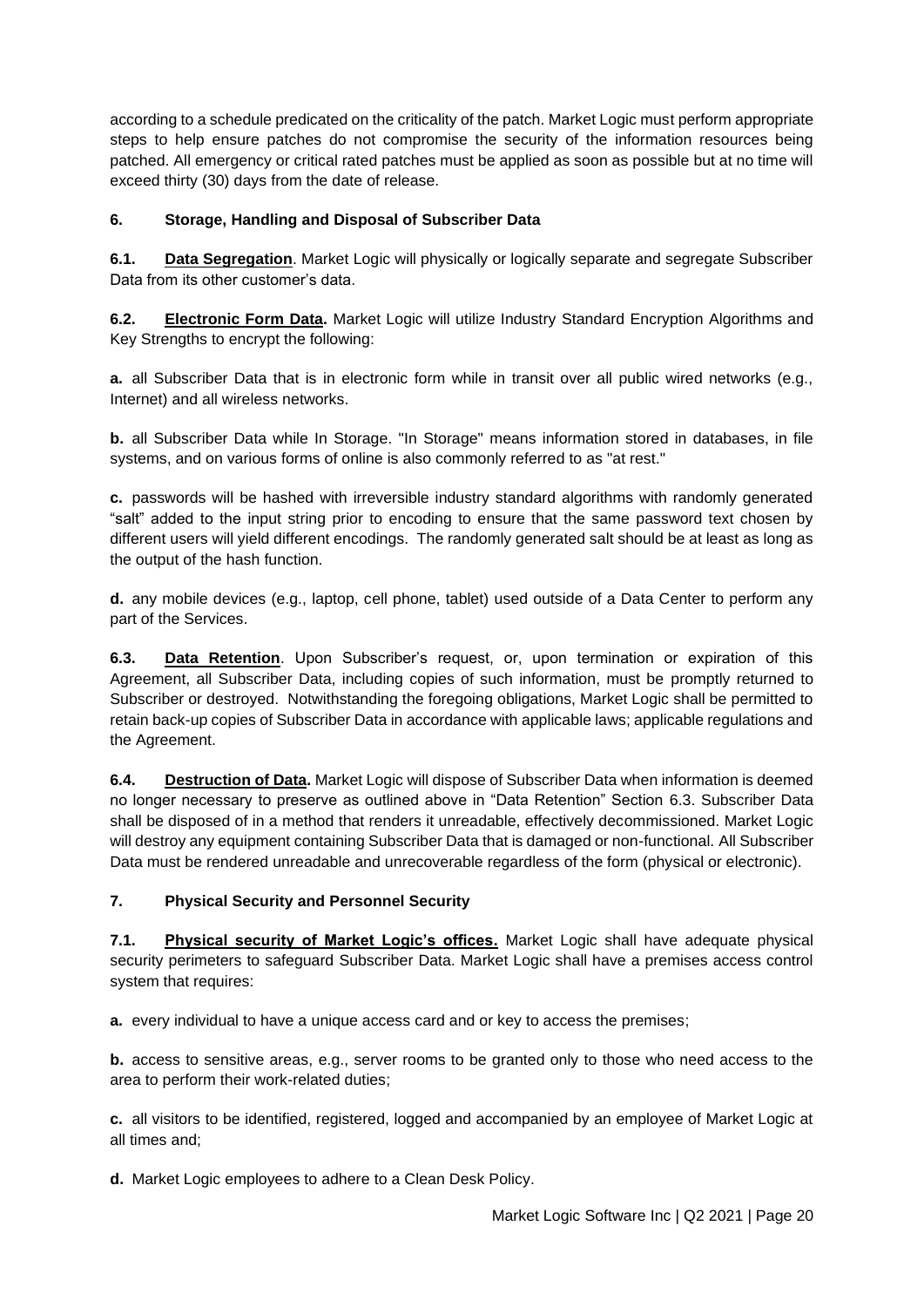according to a schedule predicated on the criticality of the patch. Market Logic must perform appropriate steps to help ensure patches do not compromise the security of the information resources being patched. All emergency or critical rated patches must be applied as soon as possible but at no time will exceed thirty (30) days from the date of release.

### 6. Storage, Handling and Disposal of Subscriber Data

**6.1. Data Segregation**. Market Logic will physically or logically separate and segregate Subscriber Data from its other customer's data.

**6.2. Electronic Form Data.** Market Logic will utilize Industry Standard Encryption Algorithms and Key Strengths to encrypt the following:

**a.** all Subscriber Data that is in electronic form while in transit over all public wired networks (e.g., Internet) and all wireless networks.

**b.** all Subscriber Data while In Storage. "In Storage" means information stored in databases, in file systems, and on various forms of online is also commonly referred to as "at rest."

**c.** passwords will be hashed with irreversible industry standard algorithms with randomly generated "salt" added to the input string prior to encoding to ensure that the same password text chosen by different users will yield different encodings. The randomly generated salt should be at least as long as the output of the hash function.

**d.** any mobile devices (e.g., laptop, cell phone, tablet) used outside of a Data Center to perform any part of the Services.

**6.3. Data Retention**. Upon Subscriber's request, or, upon termination or expiration of this Agreement, all Subscriber Data, including copies of such information, must be promptly returned to Subscriber or destroyed. Notwithstanding the foregoing obligations, Market Logic shall be permitted to retain back-up copies of Subscriber Data in accordance with applicable laws; applicable regulations and the Agreement.

**6.4. Destruction of Data.** Market Logic will dispose of Subscriber Data when information is deemed no longer necessary to preserve as outlined above in "Data Retention" Section 6.3. Subscriber Data shall be disposed of in a method that renders it unreadable, effectively decommissioned. Market Logic will destroy any equipment containing Subscriber Data that is damaged or non-functional. All Subscriber Data must be rendered unreadable and unrecoverable regardless of the form (physical or electronic).

### 7. Physical Security and Personnel Security

**7.1. Physical security of Market Logic's offices.** Market Logic shall have adequate physical security perimeters to safeguard Subscriber Data. Market Logic shall have a premises access control system that requires:

**a.** every individual to have a unique access card and or key to access the premises;

**b.** access to sensitive areas, e.g., server rooms to be granted only to those who need access to the area to perform their work-related duties;

**c.** all visitors to be identified, registered, logged and accompanied by an employee of Market Logic at all times and;

**d.** Market Logic employees to adhere to a Clean Desk Policy.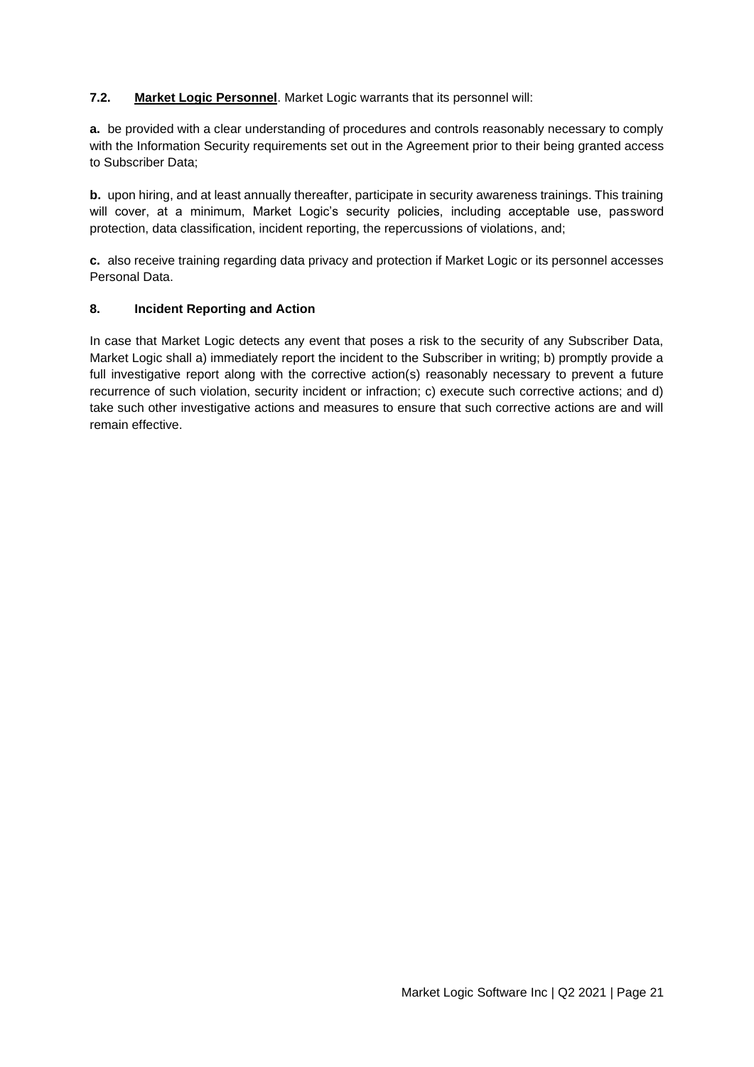**7.2. <u>Market Logic Personnel</u>**. Market Logic warrants that its personnel will:

**a.** be provided with a clear understanding of procedures and controls reasonably necessary to comply with the Information Security requirements set out in the Agreement prior to their being granted access to Subscriber Data;

**b.** upon hiring, and at least annually thereafter, participate in security awareness trainings. This training will cover, at a minimum, Market Logic's security policies, including acceptable use, password protection, data classification, incident reporting, the repercussions of violations, and;

**c.** also receive training regarding data privacy and protection if Market Logic or its personnel accesses Personal Data.

## 8. Incident Reporting and Action

In case that Market Logic detects any event that poses a risk to the security of any Subscriber Data, Market Logic shall a) immediately report the incident to the Subscriber in writing; b) promptly provide a full investigative report along with the corrective action(s) reasonably necessary to prevent a future recurrence of such violation, security incident or infraction; c) execute such corrective actions; and d) take such other investigative actions and measures to ensure that such corrective actions are and will remain effective.